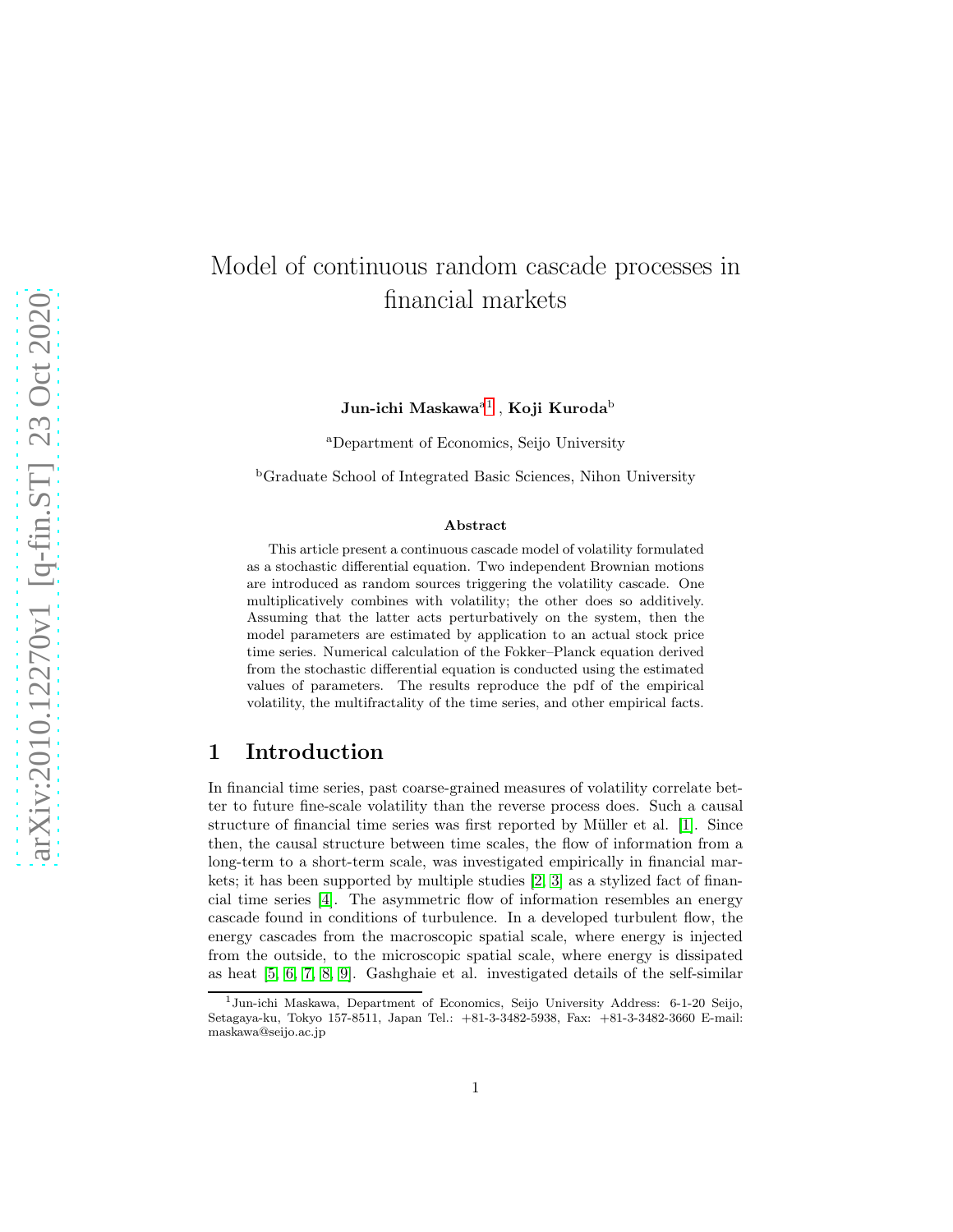# Model of continuous random cascade processes in financial markets

**Jun-ichi Maskawa**[a,1] , **Koji Kuroda**[b]

[a]Department of Economics, Seijo University

[b]Graduate School of Integrated Basic Sciences, Nihon University

### Abstract

This article present a continuous cascade model of volatility formulated as a stochastic differential equation. Two independent Brownian motions are introduced as random sources triggering the volatility cascade. One multiplicatively combines with volatility; the other does so additively. Assuming that the latter acts perturbatively on the system, then the model parameters are estimated by application to an actual stock price time series. Numerical calculation of the Fokker–Planck equation derived from the stochastic differential equation is conducted using the estimated values of parameters. The results reproduce the pdf of the empirical volatility, the multifractality of the time series, and other empirical facts.

## 1 Introduction

In financial time series, past coarse-grained measures of volatility correlate better to future fine-scale volatility than the reverse process does. Such a causal structure of financial time series was first reported by Müller et al. [1]. Since then, the causal structure between time scales, the flow of information from a long-term to a short-term scale, was investigated empirically in financial markets; it has been supported by multiple studies [2, 3] as a stylized fact of financial time series [4]. The asymmetric flow of information resembles an energy cascade found in conditions of turbulence. In a developed turbulent flow, the energy cascades from the macroscopic spatial scale, where energy is injected from the outside, to the microscopic spatial scale, where energy is dissipated as heat [5, 6, 7, 8, 9]. Gashghaie et al. investigated details of the self-similar

[1] Jun-ichi Maskawa, Department of Economics, Seijo University Address: 6-1-20 Seijo, Setagaya-ku, Tokyo 157-8511, Japan Tel.: +81-3-3482-5938, Fax: +81-3-3482-3660 E-mail: maskawa@seijo.ac.jp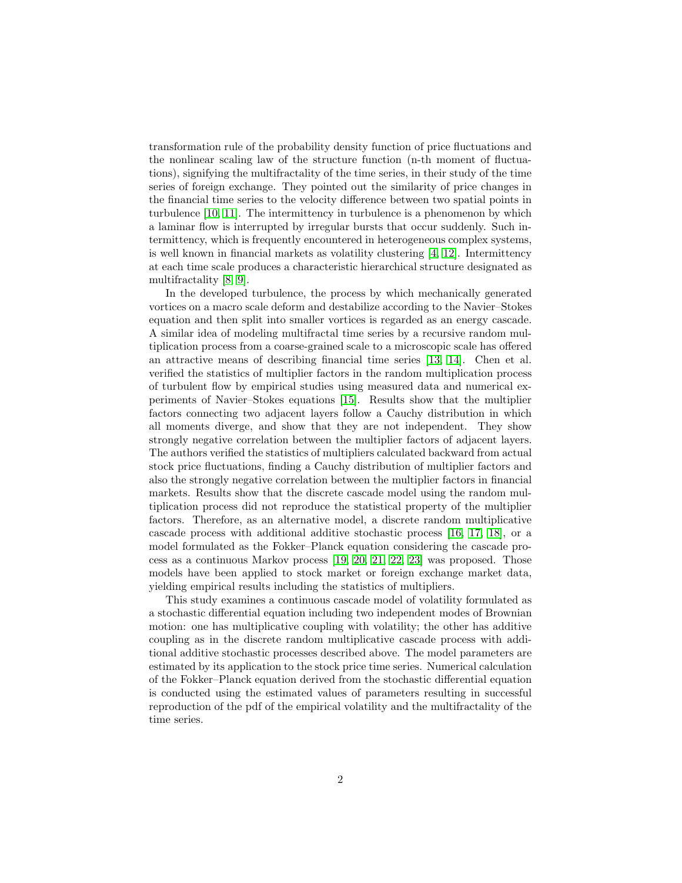transformation rule of the probability density function of price fluctuations and the nonlinear scaling law of the structure function (n-th moment of fluctuations), signifying the multifractality of the time series, in their study of the time series of foreign exchange. They pointed out the similarity of price changes in the financial time series to the velocity difference between two spatial points in turbulence [10, 11]. The intermittency in turbulence is a phenomenon by which a laminar flow is interrupted by irregular bursts that occur suddenly. Such intermittency, which is frequently encountered in heterogeneous complex systems, is well known in financial markets as volatility clustering [4, 12]. Intermittency at each time scale produces a characteristic hierarchical structure designated as multifractality [8, 9].

In the developed turbulence, the process by which mechanically generated vortices on a macro scale deform and destabilize according to the Navier–Stokes equation and then split into smaller vortices is regarded as an energy cascade. A similar idea of modeling multifractal time series by a recursive random multiplication process from a coarse-grained scale to a microscopic scale has offered an attractive means of describing financial time series [13, 14]. Chen et al. verified the statistics of multiplier factors in the random multiplication process of turbulent flow by empirical studies using measured data and numerical experiments of Navier–Stokes equations [15]. Results show that the multiplier factors connecting two adjacent layers follow a Cauchy distribution in which all moments diverge, and show that they are not independent. They show strongly negative correlation between the multiplier factors of adjacent layers. The authors verified the statistics of multipliers calculated backward from actual stock price fluctuations, finding a Cauchy distribution of multiplier factors and also the strongly negative correlation between the multiplier factors in financial markets. Results show that the discrete cascade model using the random multiplication process did not reproduce the statistical property of the multiplier factors. Therefore, as an alternative model, a discrete random multiplicative cascade process with additional additive stochastic process [16, 17, 18], or a model formulated as the Fokker–Planck equation considering the cascade process as a continuous Markov process [19, 20, 21, 22, 23] was proposed. Those models have been applied to stock market or foreign exchange market data, yielding empirical results including the statistics of multipliers.

This study examines a continuous cascade model of volatility formulated as a stochastic differential equation including two independent modes of Brownian motion: one has multiplicative coupling with volatility; the other has additive coupling as in the discrete random multiplicative cascade process with additional additive stochastic processes described above. The model parameters are estimated by its application to the stock price time series. Numerical calculation of the Fokker–Planck equation derived from the stochastic differential equation is conducted using the estimated values of parameters resulting in successful reproduction of the pdf of the empirical volatility and the multifractality of the time series.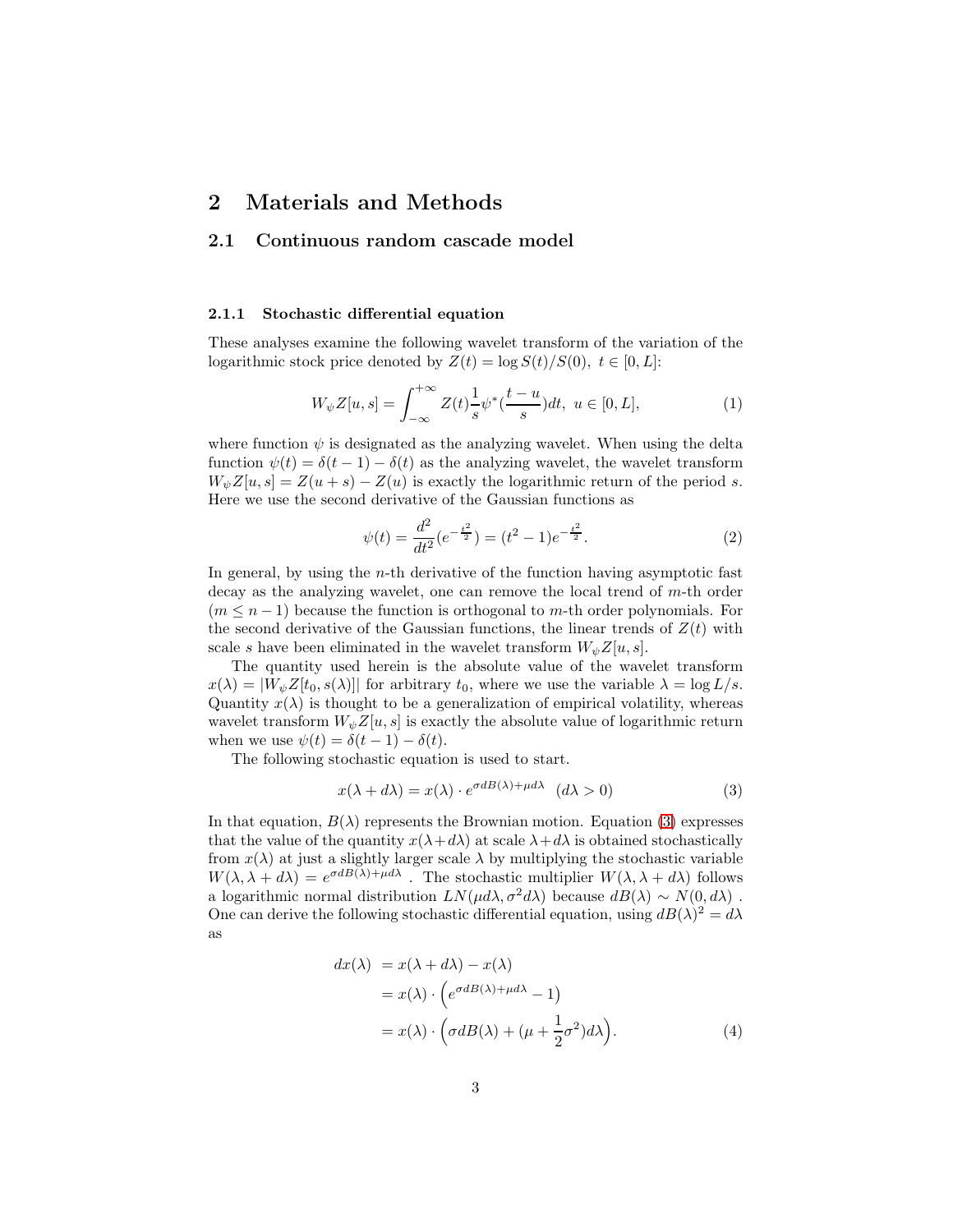## 2 Materials and Methods

### 2.1 Continuous random cascade model

#### 2.1.1 Stochastic differential equation

These analyses examine the following wavelet transform of the variation of the logarithmic stock price denoted by $Z(t) = \log S(t)/S(0),\ t \in [0, L]$:

$$W_\psi Z[u,s] = \int_{-\infty}^{+\infty} Z(t) \frac{1}{s} \psi^*(\frac{t-u}{s}) dt,\ u \in [0, L], \tag{1}$$

where function $\psi$ is designated as the analyzing wavelet. When using the delta function $\psi(t) = \delta(t-1) - \delta(t)$ as the analyzing wavelet, the wavelet transform $W_\psi Z[u,s] = Z(u+s) - Z(u)$ is exactly the logarithmic return of the period $s$. Here we use the second derivative of the Gaussian functions as

$$\psi(t) = \frac{d^2}{dt^2}(e^{-\frac{t^2}{2}}) = (t^2 - 1)e^{-\frac{t^2}{2}}. \tag{2}$$

In general, by using the $n$-th derivative of the function having asymptotic fast decay as the analyzing wavelet, one can remove the local trend of $m$-th order ($m \leq n-1$) because the function is orthogonal to $m$-th order polynomials. For the second derivative of the Gaussian functions, the linear trends of $Z(t)$ with scale $s$ have been eliminated in the wavelet transform $W_\psi Z[u,s]$.

The quantity used herein is the absolute value of the wavelet transform $x(\lambda) = |W_\psi Z[t_0, s(\lambda)]|$ for arbitrary $t_0$, where we use the variable $\lambda = \log L/s$. Quantity $x(\lambda)$ is thought to be a generalization of empirical volatility, whereas wavelet transform $W_\psi Z[u,s]$ is exactly the absolute value of logarithmic return when we use $\psi(t) = \delta(t-1) - \delta(t)$.

The following stochastic equation is used to start.

$$x(\lambda + d\lambda) = x(\lambda) \cdot e^{\sigma dB(\lambda) + \mu d\lambda} \ \ (d\lambda > 0) \tag{3}$$

In that equation, $B(\lambda)$ represents the Brownian motion. Equation (3) expresses that the value of the quantity $x(\lambda + d\lambda)$ at scale $\lambda + d\lambda$ is obtained stochastically from $x(\lambda)$ at just a slightly larger scale $\lambda$ by multiplying the stochastic variable $W(\lambda, \lambda + d\lambda) = e^{\sigma dB(\lambda) + \mu d\lambda}$ . The stochastic multiplier $W(\lambda, \lambda + d\lambda)$ follows a logarithmic normal distribution $LN(\mu d\lambda, \sigma^2 d\lambda)$ because $dB(\lambda) \sim N(0, d\lambda)$ . One can derive the following stochastic differential equation, using $dB(\lambda)^2 = d\lambda$ as

$$\begin{aligned} dx(\lambda) &= x(\lambda + d\lambda) - x(\lambda) \\ &= x(\lambda) \cdot \Big(e^{\sigma dB(\lambda) + \mu d\lambda} - 1\Big) \\ &= x(\lambda) \cdot \Big(\sigma dB(\lambda) + (\mu + \frac{1}{2}\sigma^2) d\lambda\Big). \end{aligned} \tag{4}$$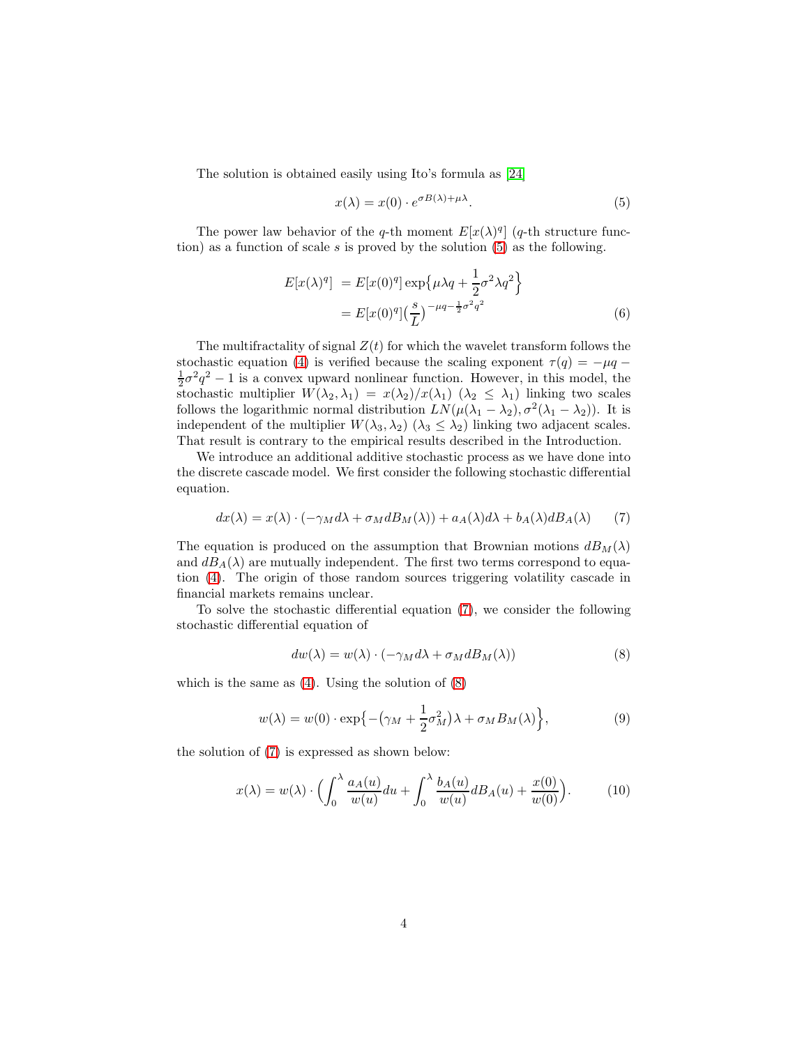The solution is obtained easily using Ito's formula as [24]

$$x(\lambda) = x(0) \cdot e^{\sigma B(\lambda) + \mu \lambda}. \tag{5}$$

The power law behavior of the $q$-th moment $E[x(\lambda)^q]$ ($q$-th structure function) as a function of scale $s$ is proved by the solution (5) as the following.

$$\begin{aligned} E[x(\lambda)^q] &= E[x(0)^q] \exp\big\{\mu \lambda q + \frac{1}{2}\sigma^2 \lambda q^2\big\} \\ &= E[x(0)^q] \big(\frac{s}{L}\big)^{-\mu q - \frac{1}{2}\sigma^2 q^2} \end{aligned} \tag{6}$$

The multifractality of signal $Z(t)$ for which the wavelet transform follows the stochastic equation (4) is verified because the scaling exponent $\tau(q) = -\mu q - \frac{1}{2}\sigma^2 q^2 - 1$ is a convex upward nonlinear function. However, in this model, the stochastic multiplier $W(\lambda_2, \lambda_1) = x(\lambda_2)/x(\lambda_1)$ ($\lambda_2 \leq \lambda_1$) linking two scales follows the logarithmic normal distribution $LN(\mu(\lambda_1 - \lambda_2), \sigma^2(\lambda_1 - \lambda_2))$. It is independent of the multiplier $W(\lambda_3, \lambda_2)$ ($\lambda_3 \leq \lambda_2$) linking two adjacent scales. That result is contrary to the empirical results described in the Introduction.

We introduce an additional additive stochastic process as we have done into the discrete cascade model. We first consider the following stochastic differential equation.

$$dx(\lambda) = x(\lambda) \cdot (-\gamma_M d\lambda + \sigma_M dB_M(\lambda)) + a_A(\lambda) d\lambda + b_A(\lambda) dB_A(\lambda) \tag{7}$$

The equation is produced on the assumption that Brownian motions $dB_M(\lambda)$ and $dB_A(\lambda)$ are mutually independent. The first two terms correspond to equation (4). The origin of those random sources triggering volatility cascade in financial markets remains unclear.

To solve the stochastic differential equation (7), we consider the following stochastic differential equation of

$$dw(\lambda) = w(\lambda) \cdot (-\gamma_M d\lambda + \sigma_M dB_M(\lambda)) \tag{8}$$

which is the same as (4). Using the solution of (8)

$$w(\lambda) = w(0) \cdot \exp\big\{-\big(\gamma_M + \frac{1}{2}\sigma_M^2\big)\lambda + \sigma_M B_M(\lambda)\big\}, \tag{9}$$

the solution of (7) is expressed as shown below:

$$x(\lambda) = w(\lambda) \cdot \Big(\int_0^\lambda \frac{a_A(u)}{w(u)} du + \int_0^\lambda \frac{b_A(u)}{w(u)} dB_A(u) + \frac{x(0)}{w(0)}\Big). \tag{10}$$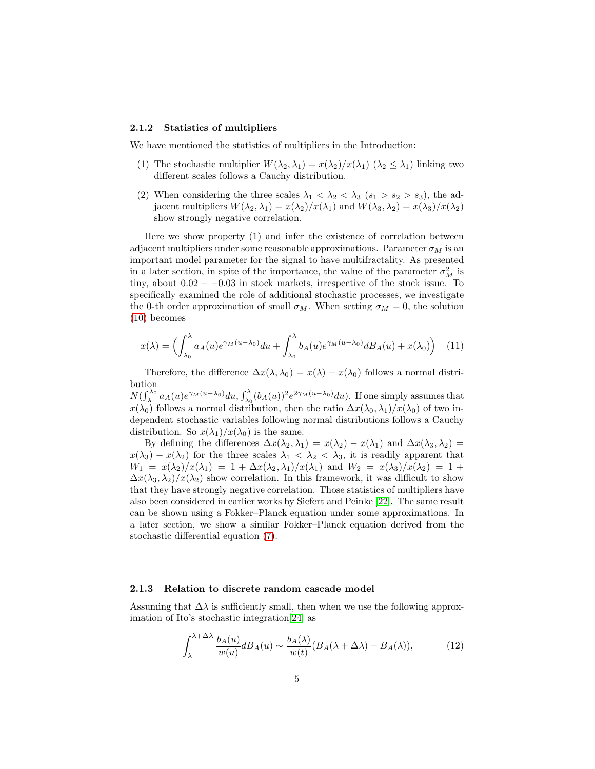### 2.1.2 Statistics of multipliers

We have mentioned the statistics of multipliers in the Introduction:

(1) The stochastic multiplier $W(\lambda_2, \lambda_1) = x(\lambda_2)/x(\lambda_1)$ ($\lambda_2 \leq \lambda_1$) linking two different scales follows a Cauchy distribution.

(2) When considering the three scales $\lambda_1 < \lambda_2 < \lambda_3$ ($s_1 > s_2 > s_3$), the adjacent multipliers $W(\lambda_2, \lambda_1) = x(\lambda_2)/x(\lambda_1)$ and $W(\lambda_3, \lambda_2) = x(\lambda_3)/x(\lambda_2)$ show strongly negative correlation.

Here we show property (1) and infer the existence of correlation between adjacent multipliers under some reasonable approximations. Parameter $\sigma_M$ is an important model parameter for the signal to have multifractality. As presented in a later section, in spite of the importance, the value of the parameter $\sigma_M^2$ is tiny, about $0.02 - -0.03$ in stock markets, irrespective of the stock issue. To specifically examined the role of additional stochastic processes, we investigate the 0-th order approximation of small $\sigma_M$. When setting $\sigma_M = 0$, the solution (10) becomes

$$x(\lambda) = \Big( \int_{\lambda_0}^{\lambda} a_A(u) e^{\gamma_M (u-\lambda_0)} du + \int_{\lambda_0}^{\lambda} b_A(u) e^{\gamma_M (u-\lambda_0)} dB_A(u) + x(\lambda_0) \Big) \quad (11)$$

Therefore, the difference $\Delta x(\lambda, \lambda_0) = x(\lambda) - x(\lambda_0)$ follows a normal distribution $N(\int_{\lambda}^{\lambda_0} a_A(u) e^{\gamma_M (u-\lambda_0)} du, \int_{\lambda_0}^{\lambda} (b_A(u))^2 e^{2\gamma_M (u-\lambda_0)} du)$. If one simply assumes that $x(\lambda_0)$ follows a normal distribution, then the ratio $\Delta x(\lambda_0, \lambda_1)/x(\lambda_0)$ of two independent stochastic variables following normal distributions follows a Cauchy distribution. So $x(\lambda_1)/x(\lambda_0)$ is the same.

By defining the differences $\Delta x(\lambda_2, \lambda_1) = x(\lambda_2) - x(\lambda_1)$ and $\Delta x(\lambda_3, \lambda_2) = x(\lambda_3) - x(\lambda_2)$ for the three scales $\lambda_1 < \lambda_2 < \lambda_3$, it is readily apparent that $W_1 = x(\lambda_2)/x(\lambda_1) = 1 + \Delta x(\lambda_2, \lambda_1)/x(\lambda_1)$ and $W_2 = x(\lambda_3)/x(\lambda_2) = 1 + \Delta x(\lambda_3, \lambda_2)/x(\lambda_2)$ show correlation. In this framework, it was difficult to show that they have strongly negative correlation. Those statistics of multipliers have also been considered in earlier works by Siefert and Peinke [22]. The same result can be shown using a Fokker–Planck equation under some approximations. In a later section, we show a similar Fokker–Planck equation derived from the stochastic differential equation (7).

### 2.1.3 Relation to discrete random cascade model

Assuming that $\Delta\lambda$ is sufficiently small, then when we use the following approximation of Ito's stochastic integration[24] as

$$\int_{\lambda}^{\lambda+\Delta\lambda} \frac{b_A(u)}{w(u)} dB_A(u) \sim \frac{b_A(\lambda)}{w(t)} (B_A(\lambda + \Delta\lambda) - B_A(\lambda)), \quad (12)$$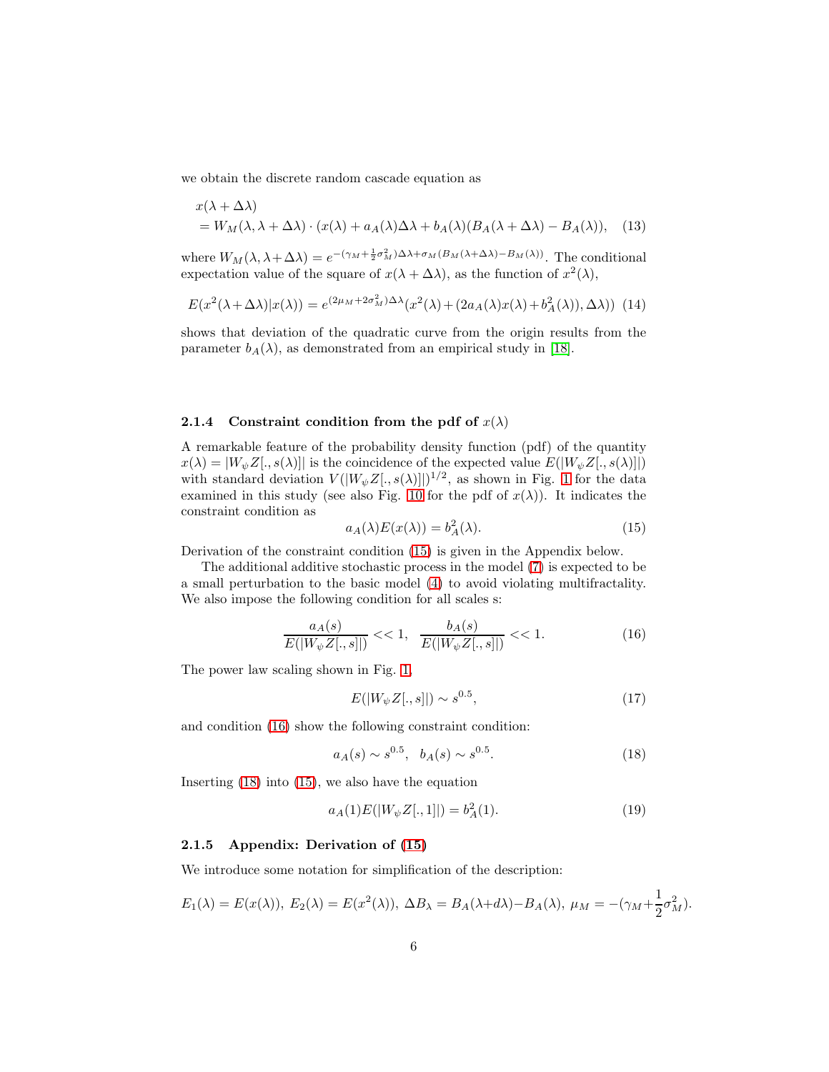we obtain the discrete random cascade equation as

$$
\begin{aligned}
&x(\lambda + \Delta\lambda) \\
&= W_M(\lambda, \lambda + \Delta\lambda) \cdot (x(\lambda) + a_A(\lambda)\Delta\lambda + b_A(\lambda)(B_A(\lambda + \Delta\lambda) - B_A(\lambda)), \quad (13)
\end{aligned}
$$

where $W_M(\lambda, \lambda+\Delta\lambda) = e^{-(\gamma_M + \frac{1}{2}\sigma_M^2)\Delta\lambda + \sigma_M(B_M(\lambda+\Delta\lambda) - B_M(\lambda))}$. The conditional expectation value of the square of $x(\lambda + \Delta\lambda)$, as the function of $x^2(\lambda)$,

$$
E(x^2(\lambda+\Delta\lambda)|x(\lambda)) = e^{(2\mu_M + 2\sigma_M^2)\Delta\lambda}(x^2(\lambda) + (2a_A(\lambda)x(\lambda) + b_A^2(\lambda)), \Delta\lambda)) \quad (14)
$$

shows that deviation of the quadratic curve from the origin results from the parameter $b_A(\lambda)$, as demonstrated from an empirical study in [18].

### 2.1.4 Constraint condition from the pdf of $x(\lambda)$

A remarkable feature of the probability density function (pdf) of the quantity $x(\lambda) = |W_\psi Z[., s(\lambda)]|$ is the coincidence of the expected value $E(|W_\psi Z[., s(\lambda)]|)$ with standard deviation $V(|W_\psi Z[., s(\lambda)]|)^{1/2}$, as shown in Fig. 1 for the data examined in this study (see also Fig. 10 for the pdf of $x(\lambda)$). It indicates the constraint condition as

$$
a_A(\lambda)E(x(\lambda)) = b_A^2(\lambda). \quad (15)
$$

Derivation of the constraint condition (15) is given in the Appendix below.

The additional additive stochastic process in the model (7) is expected to be a small perturbation to the basic model (4) to avoid violating multifractality. We also impose the following condition for all scales s:

$$
\frac{a_A(s)}{E(|W_\psi Z[., s]|)} << 1, \quad \frac{b_A(s)}{E(|W_\psi Z[., s]|)} << 1. \quad (16)
$$

The power law scaling shown in Fig. 1,

$$
E(|W_\psi Z[., s]|) \sim s^{0.5}, \quad (17)
$$

and condition (16) show the following constraint condition:

$$
a_A(s) \sim s^{0.5}, \quad b_A(s) \sim s^{0.5}. \quad (18)
$$

Inserting (18) into (15), we also have the equation

$$
a_A(1)E(|W_\psi Z[., 1]|) = b_A^2(1). \quad (19)
$$

### 2.1.5 Appendix: Derivation of (15)

We introduce some notation for simplification of the description:

$$
E_1(\lambda) = E(x(\lambda)),\ E_2(\lambda) = E(x^2(\lambda)),\ \Delta B_\lambda = B_A(\lambda + d\lambda) - B_A(\lambda),\ \mu_M = -(\gamma_M + \frac{1}{2}\sigma_M^2).
$$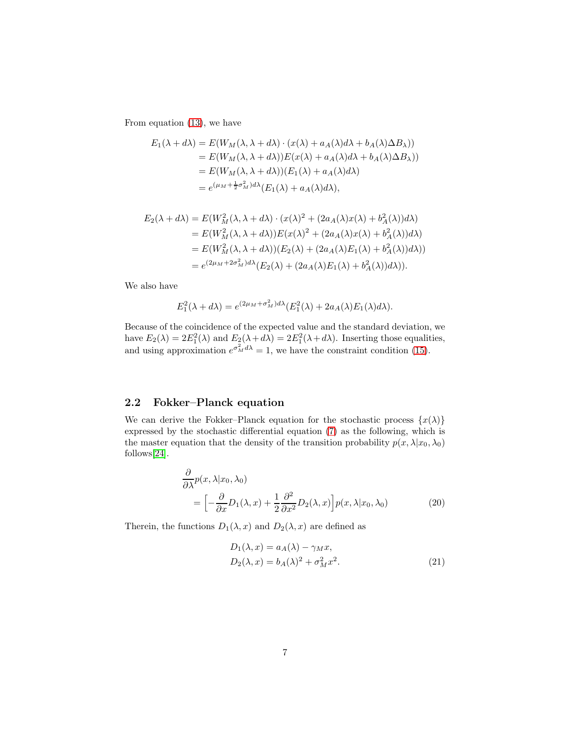From equation (13), we have

$$
\begin{aligned}
E_1(\lambda + d\lambda) &= E(W_M(\lambda, \lambda + d\lambda) \cdot (x(\lambda) + a_A(\lambda)d\lambda + b_A(\lambda)\Delta B_\lambda)) \\
&= E(W_M(\lambda, \lambda + d\lambda))E(x(\lambda) + a_A(\lambda)d\lambda + b_A(\lambda)\Delta B_\lambda)) \\
&= E(W_M(\lambda, \lambda + d\lambda))(E_1(\lambda) + a_A(\lambda)d\lambda) \\
&= e^{(\mu_M + \frac{1}{2}\sigma_M^2)d\lambda}(E_1(\lambda) + a_A(\lambda)d\lambda),
\end{aligned}
$$

$$
\begin{aligned}
E_2(\lambda + d\lambda) &= E(W_M^2(\lambda, \lambda + d\lambda) \cdot (x(\lambda)^2 + (2a_A(\lambda)x(\lambda) + b_A^2(\lambda))d\lambda) \\
&= E(W_M^2(\lambda, \lambda + d\lambda))E(x(\lambda)^2 + (2a_A(\lambda)x(\lambda) + b_A^2(\lambda))d\lambda) \\
&= E(W_M^2(\lambda, \lambda + d\lambda))(E_2(\lambda) + (2a_A(\lambda)E_1(\lambda) + b_A^2(\lambda))d\lambda)) \\
&= e^{(2\mu_M + 2\sigma_M^2)d\lambda}(E_2(\lambda) + (2a_A(\lambda)E_1(\lambda) + b_A^2(\lambda))d\lambda)).
\end{aligned}
$$

We also have

$$
E_1^2(\lambda + d\lambda) = e^{(2\mu_M + \sigma_M^2)d\lambda}(E_1^2(\lambda) + 2a_A(\lambda)E_1(\lambda)d\lambda).
$$

Because of the coincidence of the expected value and the standard deviation, we have $E_2(\lambda) = 2E_1^2(\lambda)$ and $E_2(\lambda + d\lambda) = 2E_1^2(\lambda + d\lambda)$. Inserting those equalities, and using approximation $e^{\sigma_M^2 d\lambda} = 1$, we have the constraint condition (15).

## 2.2 Fokker–Planck equation

We can derive the Fokker–Planck equation for the stochastic process $\{x(\lambda)\}$ expressed by the stochastic differential equation (7) as the following, which is the master equation that the density of the transition probability $p(x, \lambda | x_0, \lambda_0)$ follows[24].

$$
\begin{aligned}
&\frac{\partial}{\partial \lambda} p(x, \lambda | x_0, \lambda_0) \\
&\quad = \Big[ -\frac{\partial}{\partial x} D_1(\lambda, x) + \frac{1}{2}\frac{\partial^2}{\partial x^2} D_2(\lambda, x) \Big] p(x, \lambda | x_0, \lambda_0)
\end{aligned}
\tag{20}
$$

Therein, the functions $D_1(\lambda, x)$ and $D_2(\lambda, x)$ are defined as

$$
\begin{aligned}
D_1(\lambda, x) &= a_A(\lambda) - \gamma_M x, \\
D_2(\lambda, x) &= b_A(\lambda)^2 + \sigma_M^2 x^2.
\end{aligned}
\tag{21}
$$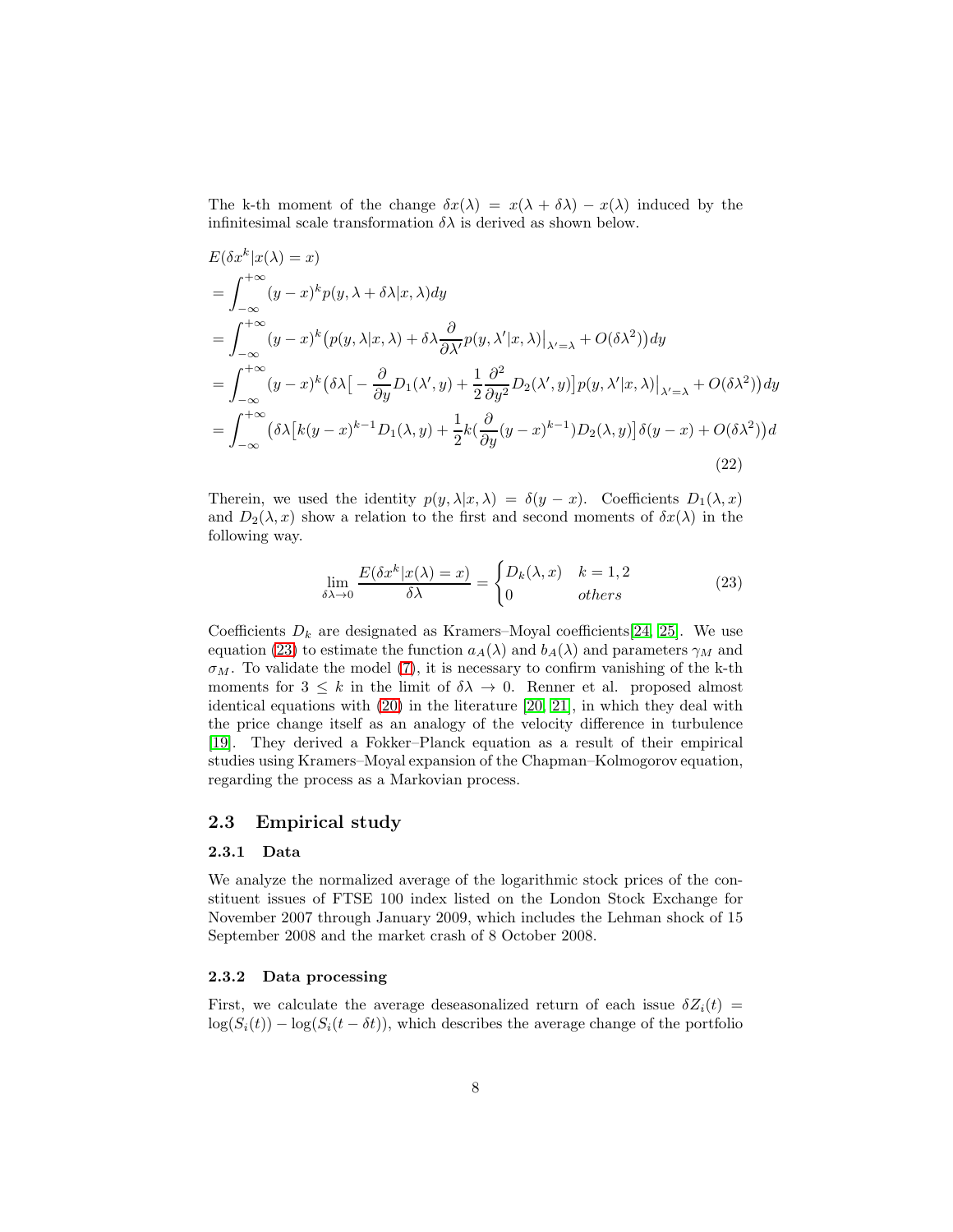The k-th moment of the change $\delta x(\lambda) = x(\lambda + \delta\lambda) - x(\lambda)$ induced by the infinitesimal scale transformation $\delta\lambda$ is derived as shown below.

$$
\begin{aligned}
&E(\delta x^k | x(\lambda) = x) \\
&= \int_{-\infty}^{+\infty} (y-x)^k p(y, \lambda + \delta\lambda | x, \lambda) dy \\
&= \int_{-\infty}^{+\infty} (y-x)^k \big( p(y, \lambda | x, \lambda) + \delta\lambda \frac{\partial}{\partial \lambda'} p(y, \lambda' | x, \lambda)\big|_{\lambda'=\lambda} + O(\delta\lambda^2) \big) dy \\
&= \int_{-\infty}^{+\infty} (y-x)^k \big( \delta\lambda \big[ -\frac{\partial}{\partial y} D_1(\lambda', y) + \frac{1}{2} \frac{\partial^2}{\partial y^2} D_2(\lambda', y) \big] p(y, \lambda' | x, \lambda)\big|_{\lambda'=\lambda} + O(\delta\lambda^2) \big) dy \\
&= \int_{-\infty}^{+\infty} \big( \delta\lambda \big[ k(y-x)^{k-1} D_1(\lambda, y) + \frac{1}{2} k (\frac{\partial}{\partial y} (y-x)^{k-1}) D_2(\lambda, y) \big] \delta(y-x) + O(\delta\lambda^2) \big) d
\end{aligned}
\tag{22}
$$

Therein, we used the identity $p(y, \lambda | x, \lambda) = \delta(y - x)$. Coefficients $D_1(\lambda, x)$ and $D_2(\lambda, x)$ show a relation to the first and second moments of $\delta x(\lambda)$ in the following way.

$$
\lim_{\delta\lambda \to 0} \frac{E(\delta x^k | x(\lambda) = x)}{\delta\lambda} = \begin{cases} D_k(\lambda, x) & k = 1, 2 \\ 0 & others \end{cases}
\tag{23}
$$

Coefficients $D_k$ are designated as Kramers–Moyal coefficients[24, 25]. We use equation (23) to estimate the function $a_A(\lambda)$ and $b_A(\lambda)$ and parameters $\gamma_M$ and $\sigma_M$. To validate the model (7), it is necessary to confirm vanishing of the k-th moments for $3 \leq k$ in the limit of $\delta\lambda \to 0$. Renner et al. proposed almost identical equations with (20) in the literature [20, 21], in which they deal with the price change itself as an analogy of the velocity difference in turbulence [19]. They derived a Fokker–Planck equation as a result of their empirical studies using Kramers–Moyal expansion of the Chapman–Kolmogorov equation, regarding the process as a Markovian process.

## 2.3 Empirical study

### 2.3.1 Data

We analyze the normalized average of the logarithmic stock prices of the constituent issues of FTSE 100 index listed on the London Stock Exchange for November 2007 through January 2009, which includes the Lehman shock of 15 September 2008 and the market crash of 8 October 2008.

### 2.3.2 Data processing

First, we calculate the average deseasonalized return of each issue $\delta Z_i(t) = \log(S_i(t)) - \log(S_i(t - \delta t))$, which describes the average change of the portfolio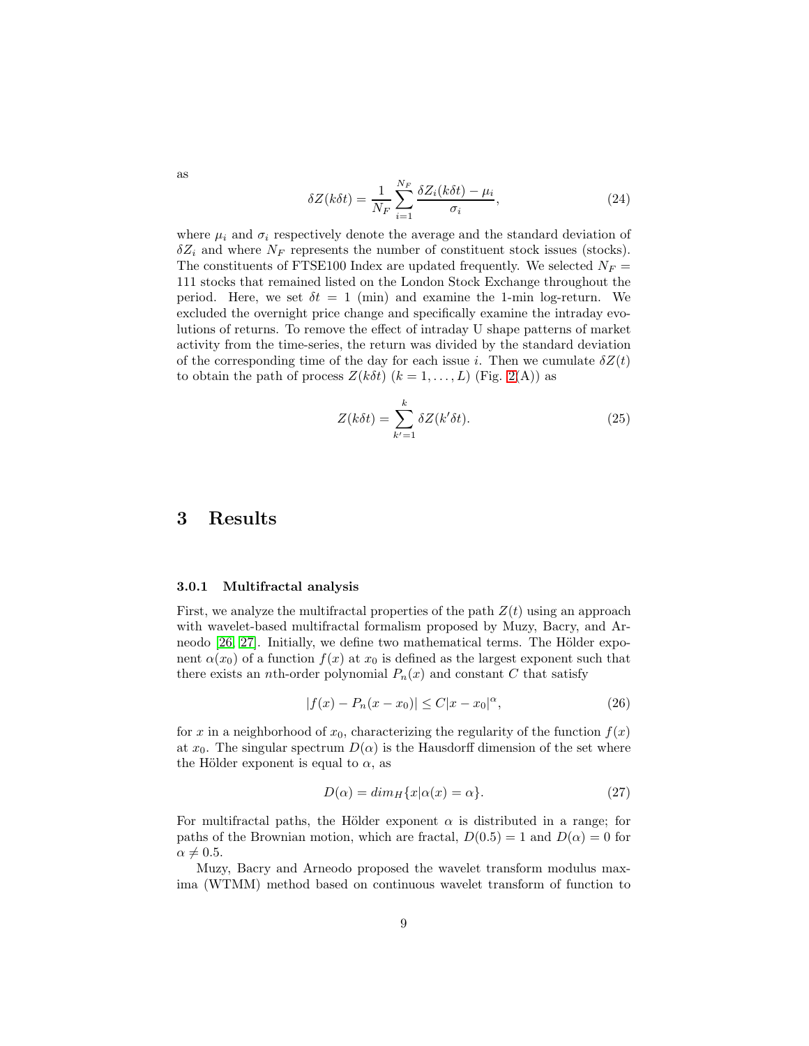as

$$\delta Z(k\delta t) = \frac{1}{N_F} \sum_{i=1}^{N_F} \frac{\delta Z_i(k\delta t) - \mu_i}{\sigma_i}, \tag{24}$$

where $\mu_i$ and $\sigma_i$ respectively denote the average and the standard deviation of $\delta Z_i$ and where $N_F$ represents the number of constituent stock issues (stocks). The constituents of FTSE100 Index are updated frequently. We selected $N_F = 111$ stocks that remained listed on the London Stock Exchange throughout the period. Here, we set $\delta t = 1$ (min) and examine the 1-min log-return. We excluded the overnight price change and specifically examine the intraday evolutions of returns. To remove the effect of intraday U shape patterns of market activity from the time-series, the return was divided by the standard deviation of the corresponding time of the day for each issue $i$. Then we cumulate $\delta Z(t)$ to obtain the path of process $Z(k\delta t)$ ($k = 1, \ldots, L$) (Fig. 2(A)) as

$$Z(k\delta t) = \sum_{k'=1}^{k} \delta Z(k'\delta t). \tag{25}$$

# 3 Results

### 3.0.1 Multifractal analysis

First, we analyze the multifractal properties of the path $Z(t)$ using an approach with wavelet-based multifractal formalism proposed by Muzy, Bacry, and Arneodo [26, 27]. Initially, we define two mathematical terms. The Hölder exponent $\alpha(x_0)$ of a function $f(x)$ at $x_0$ is defined as the largest exponent such that there exists an $n$th-order polynomial $P_n(x)$ and constant $C$ that satisfy

$$|f(x) - P_n(x - x_0)| \leq C|x - x_0|^{\alpha}, \tag{26}$$

for $x$ in a neighborhood of $x_0$, characterizing the regularity of the function $f(x)$ at $x_0$. The singular spectrum $D(\alpha)$ is the Hausdorff dimension of the set where the Hölder exponent is equal to $\alpha$, as

$$D(\alpha) = dim_H\{x|\alpha(x) = \alpha\}. \tag{27}$$

For multifractal paths, the Hölder exponent $\alpha$ is distributed in a range; for paths of the Brownian motion, which are fractal, $D(0.5) = 1$ and $D(\alpha) = 0$ for $\alpha \neq 0.5$.

Muzy, Bacry and Arneodo proposed the wavelet transform modulus maxima (WTMM) method based on continuous wavelet transform of function to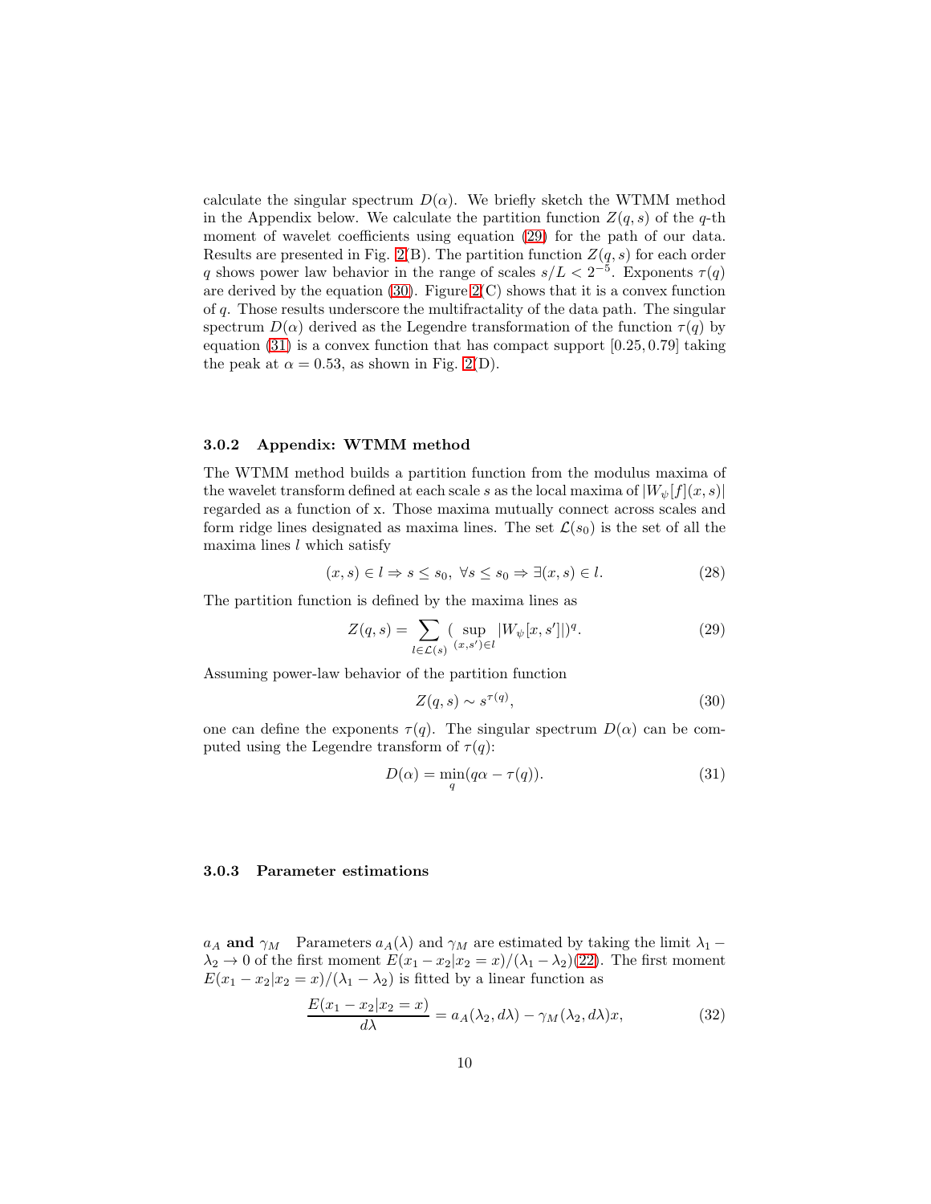calculate the singular spectrum $D(\alpha)$. We briefly sketch the WTMM method in the Appendix below. We calculate the partition function $Z(q, s)$ of the $q$-th moment of wavelet coefficients using equation (29) for the path of our data. Results are presented in Fig. 2(B). The partition function $Z(q, s)$ for each order $q$ shows power law behavior in the range of scales $s/L < 2^{-5}$. Exponents $\tau(q)$ are derived by the equation (30). Figure 2(C) shows that it is a convex function of $q$. Those results underscore the multifractality of the data path. The singular spectrum $D(\alpha)$ derived as the Legendre transformation of the function $\tau(q)$ by equation (31) is a convex function that has compact support $[0.25, 0.79]$ taking the peak at $\alpha = 0.53$, as shown in Fig. 2(D).

#### 3.0.2 Appendix: WTMM method

The WTMM method builds a partition function from the modulus maxima of the wavelet transform defined at each scale $s$ as the local maxima of $|W_\psi[f](x, s)|$ regarded as a function of x. Those maxima mutually connect across scales and form ridge lines designated as maxima lines. The set $\mathcal{L}(s_0)$ is the set of all the maxima lines $l$ which satisfy

$$(x, s) \in l \Rightarrow s \leq s_0, \ \forall s \leq s_0 \Rightarrow \exists (x, s) \in l. \tag{28}$$

The partition function is defined by the maxima lines as

$$Z(q, s) = \sum_{l \in \mathcal{L}(s)} \big( \sup_{(x,s') \in l} |W_\psi[x, s']| \big)^q. \tag{29}$$

Assuming power-law behavior of the partition function

$$Z(q, s) \sim s^{\tau(q)}, \tag{30}$$

one can define the exponents $\tau(q)$. The singular spectrum $D(\alpha)$ can be computed using the Legendre transform of $\tau(q)$:

$$D(\alpha) = \min_q (q\alpha - \tau(q)). \tag{31}$$

#### 3.0.3 Parameter estimations

**$a_A$ and $\gamma_M$** Parameters $a_A(\lambda)$ and $\gamma_M$ are estimated by taking the limit $\lambda_1 - \lambda_2 \to 0$ of the first moment $E(x_1 - x_2 | x_2 = x)/(\lambda_1 - \lambda_2)$(22). The first moment $E(x_1 - x_2 | x_2 = x)/(\lambda_1 - \lambda_2)$ is fitted by a linear function as

$$\frac{E(x_1 - x_2 | x_2 = x)}{d\lambda} = a_A(\lambda_2, d\lambda) - \gamma_M(\lambda_2, d\lambda)x, \tag{32}$$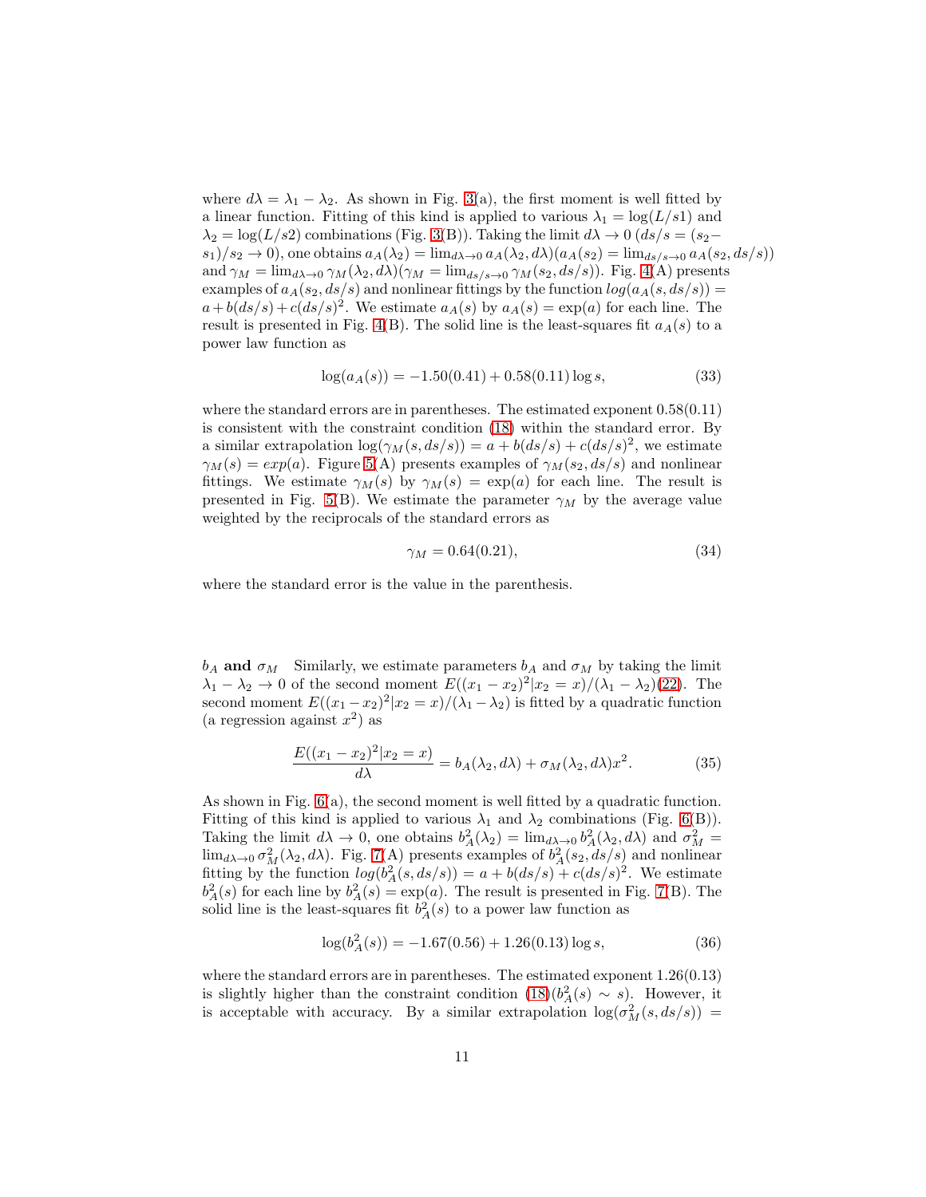where $d\lambda = \lambda_1 - \lambda_2$. As shown in Fig. 3(a), the first moment is well fitted by a linear function. Fitting of this kind is applied to various $\lambda_1 = \log(L/s1)$ and $\lambda_2 = \log(L/s2)$ combinations (Fig. 3(B)). Taking the limit $d\lambda \to 0$ ($ds/s = (s_2 - s_1)/s_2 \to 0$), one obtains $a_A(\lambda_2) = \lim_{d\lambda \to 0} a_A(\lambda_2, d\lambda)(a_A(s_2) = \lim_{ds/s \to 0} a_A(s_2, ds/s))$ and $\gamma_M = \lim_{d\lambda \to 0} \gamma_M(\lambda_2, d\lambda)(\gamma_M = \lim_{ds/s \to 0} \gamma_M(s_2, ds/s))$. Fig. 4(A) presents examples of $a_A(s_2, ds/s)$ and nonlinear fittings by the function $log(a_A(s, ds/s)) = a + b(ds/s) + c(ds/s)^2$. We estimate $a_A(s)$ by $a_A(s) = \exp(a)$ for each line. The result is presented in Fig. 4(B). The solid line is the least-squares fit $a_A(s)$ to a power law function as

$$\log(a_A(s)) = -1.50(0.41) + 0.58(0.11) \log s, \tag{33}$$

where the standard errors are in parentheses. The estimated exponent 0.58(0.11) is consistent with the constraint condition (18) within the standard error. By a similar extrapolation $\log(\gamma_M(s, ds/s)) = a + b(ds/s) + c(ds/s)^2$, we estimate $\gamma_M(s) = exp(a)$. Figure 5(A) presents examples of $\gamma_M(s_2, ds/s)$ and nonlinear fittings. We estimate $\gamma_M(s)$ by $\gamma_M(s) = \exp(a)$ for each line. The result is presented in Fig. 5(B). We estimate the parameter $\gamma_M$ by the average value weighted by the reciprocals of the standard errors as

$$\gamma_M = 0.64(0.21), \tag{34}$$

where the standard error is the value in the parenthesis.

**$b_A$ and $\sigma_M$** Similarly, we estimate parameters $b_A$ and $\sigma_M$ by taking the limit $\lambda_1 - \lambda_2 \to 0$ of the second moment $E((x_1 - x_2)^2 | x_2 = x)/(\lambda_1 - \lambda_2)$(22). The second moment $E((x_1 - x_2)^2 | x_2 = x)/(\lambda_1 - \lambda_2)$ is fitted by a quadratic function (a regression against $x^2$) as

$$\frac{E((x_1 - x_2)^2 | x_2 = x)}{d\lambda} = b_A(\lambda_2, d\lambda) + \sigma_M(\lambda_2, d\lambda)x^2. \tag{35}$$

As shown in Fig. 6(a), the second moment is well fitted by a quadratic function. Fitting of this kind is applied to various $\lambda_1$ and $\lambda_2$ combinations (Fig. 6(B)). Taking the limit $d\lambda \to 0$, one obtains $b_A^2(\lambda_2) = \lim_{d\lambda \to 0} b_A^2(\lambda_2, d\lambda)$ and $\sigma_M^2 = \lim_{d\lambda \to 0} \sigma_M^2(\lambda_2, d\lambda)$. Fig. 7(A) presents examples of $b_A^2(s_2, ds/s)$ and nonlinear fitting by the function $log(b_A^2(s, ds/s)) = a + b(ds/s) + c(ds/s)^2$. We estimate $b_A^2(s)$ for each line by $b_A^2(s) = \exp(a)$. The result is presented in Fig. 7(B). The solid line is the least-squares fit $b_A^2(s)$ to a power law function as

$$\log(b_A^2(s)) = -1.67(0.56) + 1.26(0.13) \log s, \tag{36}$$

where the standard errors are in parentheses. The estimated exponent 1.26(0.13) is slightly higher than the constraint condition (18)($b_A^2(s) \sim s$). However, it is acceptable with accuracy. By a similar extrapolation $\log(\sigma_M^2(s, ds/s)) =$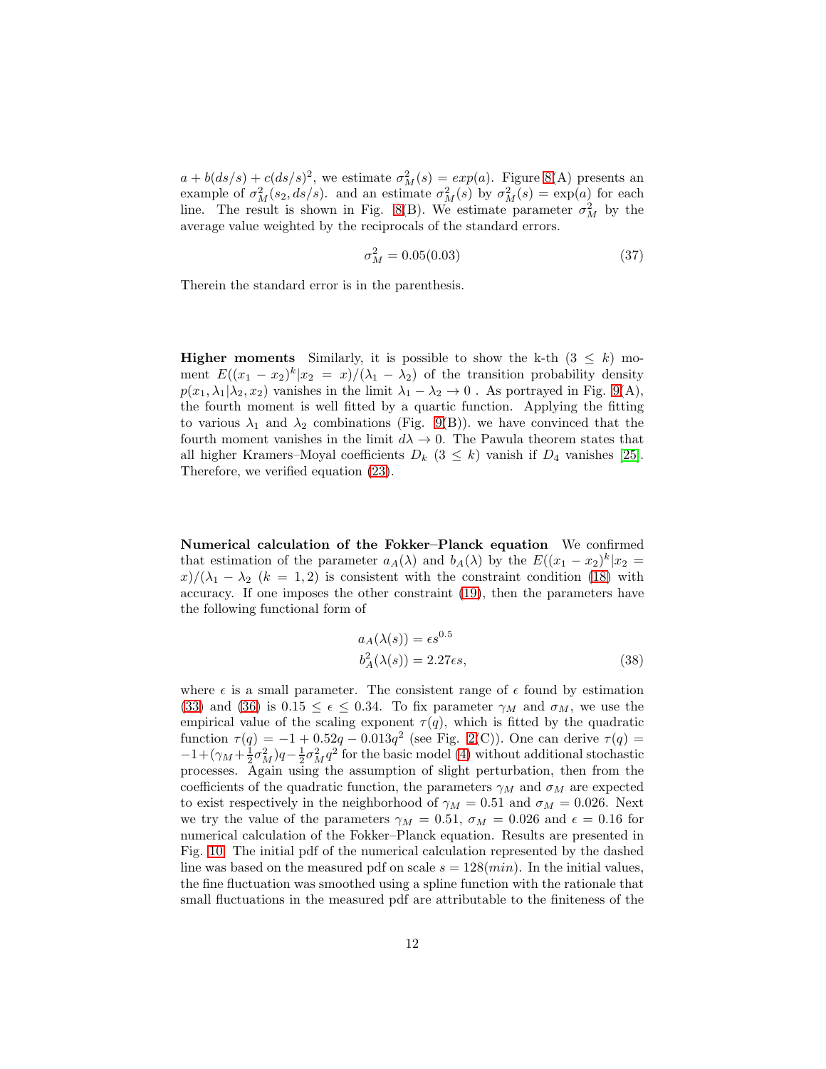$a + b(ds/s) + c(ds/s)^2$, we estimate $\sigma_M^2(s) = exp(a)$. Figure 8(A) presents an example of $\sigma_M^2(s_2, ds/s)$. and an estimate $\sigma_M^2(s)$ by $\sigma_M^2(s) = \exp(a)$ for each line. The result is shown in Fig. 8(B). We estimate parameter $\sigma_M^2$ by the average value weighted by the reciprocals of the standard errors.

$$\sigma_M^2 = 0.05(0.03) \tag{37}$$

Therein the standard error is in the parenthesis.

**Higher moments** Similarly, it is possible to show the k-th $(3 \leq k)$ moment $E((x_1 - x_2)^k | x_2 = x)/(\lambda_1 - \lambda_2)$ of the transition probability density $p(x_1, \lambda_1 | \lambda_2, x_2)$ vanishes in the limit $\lambda_1 - \lambda_2 \to 0$ . As portrayed in Fig. 9(A), the fourth moment is well fitted by a quartic function. Applying the fitting to various $\lambda_1$ and $\lambda_2$ combinations (Fig. 9(B)). we have convinced that the fourth moment vanishes in the limit $d\lambda \to 0$. The Pawula theorem states that all higher Kramers–Moyal coefficients $D_k$ $(3 \leq k)$ vanish if $D_4$ vanishes [25]. Therefore, we verified equation (23).

**Numerical calculation of the Fokker–Planck equation** We confirmed that estimation of the parameter $a_A(\lambda)$ and $b_A(\lambda)$ by the $E((x_1 - x_2)^k | x_2 = x)/(\lambda_1 - \lambda_2$ $(k = 1, 2)$ is consistent with the constraint condition (18) with accuracy. If one imposes the other constraint (19), then the parameters have the following functional form of

$$\begin{aligned} a_A(\lambda(s)) &= \epsilon s^{0.5} \\ b_A^2(\lambda(s)) &= 2.27\epsilon s, \end{aligned} \tag{38}$$

where $\epsilon$ is a small parameter. The consistent range of $\epsilon$ found by estimation (33) and (36) is $0.15 \leq \epsilon \leq 0.34$. To fix parameter $\gamma_M$ and $\sigma_M$, we use the empirical value of the scaling exponent $\tau(q)$, which is fitted by the quadratic function $\tau(q) = -1 + 0.52q - 0.013q^2$ (see Fig. 2(C)). One can derive $\tau(q) = -1 + (\gamma_M + \frac{1}{2}\sigma_M^2)q - \frac{1}{2}\sigma_M^2 q^2$ for the basic model (4) without additional stochastic processes. Again using the assumption of slight perturbation, then from the coefficients of the quadratic function, the parameters $\gamma_M$ and $\sigma_M$ are expected to exist respectively in the neighborhood of $\gamma_M = 0.51$ and $\sigma_M = 0.026$. Next we try the value of the parameters $\gamma_M = 0.51$, $\sigma_M = 0.026$ and $\epsilon = 0.16$ for numerical calculation of the Fokker–Planck equation. Results are presented in Fig. 10. The initial pdf of the numerical calculation represented by the dashed line was based on the measured pdf on scale $s = 128(min)$. In the initial values, the fine fluctuation was smoothed using a spline function with the rationale that small fluctuations in the measured pdf are attributable to the finiteness of the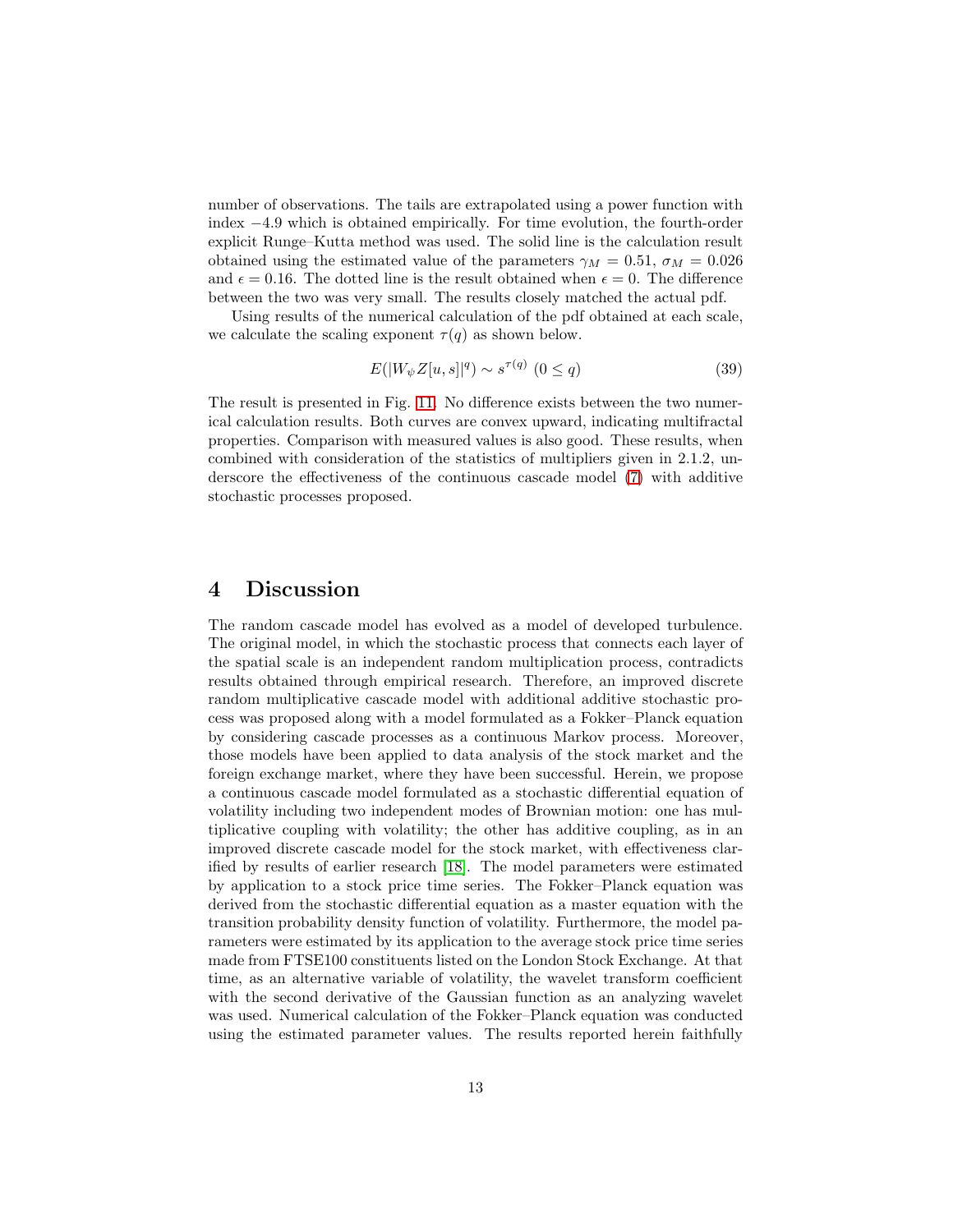number of observations. The tails are extrapolated using a power function with index $-4.9$ which is obtained empirically. For time evolution, the fourth-order explicit Runge–Kutta method was used. The solid line is the calculation result obtained using the estimated value of the parameters $\gamma_M = 0.51$, $\sigma_M = 0.026$ and $\epsilon = 0.16$. The dotted line is the result obtained when $\epsilon = 0$. The difference between the two was very small. The results closely matched the actual pdf.

Using results of the numerical calculation of the pdf obtained at each scale, we calculate the scaling exponent $\tau(q)$ as shown below.

$$E(|W_\psi Z[u,s]|^q) \sim s^{\tau(q)} \ (0 \leq q) \tag{39}$$

The result is presented in Fig. 11. No difference exists between the two numerical calculation results. Both curves are convex upward, indicating multifractal properties. Comparison with measured values is also good. These results, when combined with consideration of the statistics of multipliers given in 2.1.2, underscore the effectiveness of the continuous cascade model (7) with additive stochastic processes proposed.

# 4 Discussion

The random cascade model has evolved as a model of developed turbulence. The original model, in which the stochastic process that connects each layer of the spatial scale is an independent random multiplication process, contradicts results obtained through empirical research. Therefore, an improved discrete random multiplicative cascade model with additional additive stochastic process was proposed along with a model formulated as a Fokker–Planck equation by considering cascade processes as a continuous Markov process. Moreover, those models have been applied to data analysis of the stock market and the foreign exchange market, where they have been successful. Herein, we propose a continuous cascade model formulated as a stochastic differential equation of volatility including two independent modes of Brownian motion: one has multiplicative coupling with volatility; the other has additive coupling, as in an improved discrete cascade model for the stock market, with effectiveness clarified by results of earlier research [18]. The model parameters were estimated by application to a stock price time series. The Fokker–Planck equation was derived from the stochastic differential equation as a master equation with the transition probability density function of volatility. Furthermore, the model parameters were estimated by its application to the average stock price time series made from FTSE100 constituents listed on the London Stock Exchange. At that time, as an alternative variable of volatility, the wavelet transform coefficient with the second derivative of the Gaussian function as an analyzing wavelet was used. Numerical calculation of the Fokker–Planck equation was conducted using the estimated parameter values. The results reported herein faithfully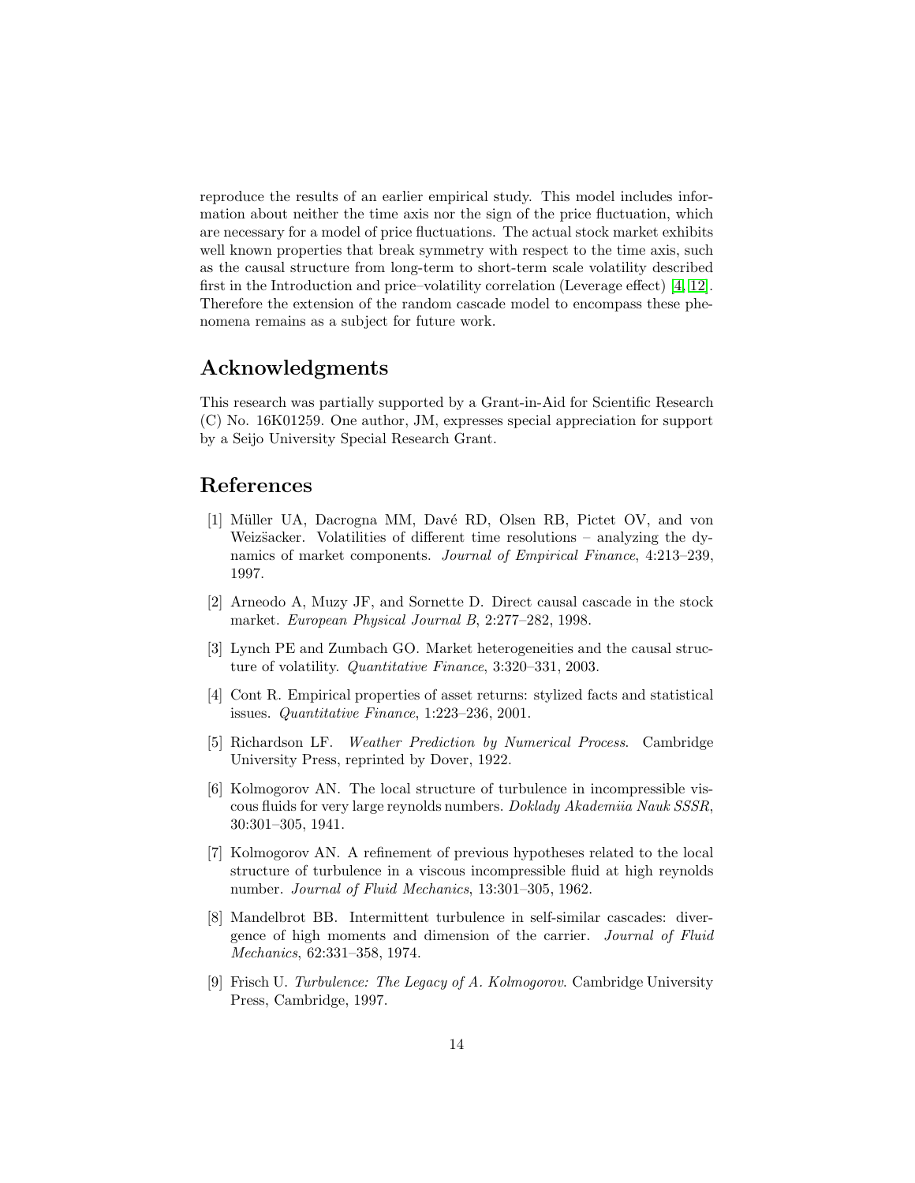reproduce the results of an earlier empirical study. This model includes information about neither the time axis nor the sign of the price fluctuation, which are necessary for a model of price fluctuations. The actual stock market exhibits well known properties that break symmetry with respect to the time axis, such as the causal structure from long-term to short-term scale volatility described first in the Introduction and price–volatility correlation (Leverage effect) [4, 12]. Therefore the extension of the random cascade model to encompass these phenomena remains as a subject for future work.

## Acknowledgments

This research was partially supported by a Grant-in-Aid for Scientific Research (C) No. 16K01259. One author, JM, expresses special appreciation for support by a Seijo University Special Research Grant.

## References

[1] Müller UA, Dacrogna MM, Davé RD, Olsen RB, Pictet OV, and von Weizšacker. Volatilities of different time resolutions – analyzing the dynamics of market components. *Journal of Empirical Finance*, 4:213–239, 1997.

[2] Arneodo A, Muzy JF, and Sornette D. Direct causal cascade in the stock market. *European Physical Journal B*, 2:277–282, 1998.

[3] Lynch PE and Zumbach GO. Market heterogeneities and the causal structure of volatility. *Quantitative Finance*, 3:320–331, 2003.

[4] Cont R. Empirical properties of asset returns: stylized facts and statistical issues. *Quantitative Finance*, 1:223–236, 2001.

[5] Richardson LF. *Weather Prediction by Numerical Process*. Cambridge University Press, reprinted by Dover, 1922.

[6] Kolmogorov AN. The local structure of turbulence in incompressible viscous fluids for very large reynolds numbers. *Doklady Akademiia Nauk SSSR*, 30:301–305, 1941.

[7] Kolmogorov AN. A refinement of previous hypotheses related to the local structure of turbulence in a viscous incompressible fluid at high reynolds number. *Journal of Fluid Mechanics*, 13:301–305, 1962.

[8] Mandelbrot BB. Intermittent turbulence in self-similar cascades: divergence of high moments and dimension of the carrier. *Journal of Fluid Mechanics*, 62:331–358, 1974.

[9] Frisch U. *Turbulence: The Legacy of A. Kolmogorov*. Cambridge University Press, Cambridge, 1997.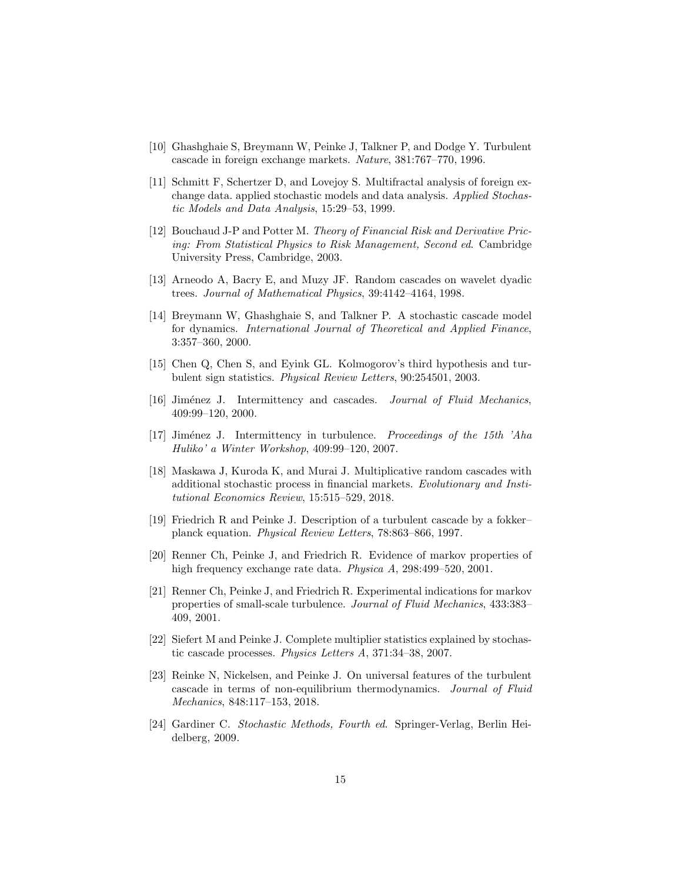[10] Ghashghaie S, Breymann W, Peinke J, Talkner P, and Dodge Y. Turbulent cascade in foreign exchange markets. *Nature*, 381:767–770, 1996.

[11] Schmitt F, Schertzer D, and Lovejoy S. Multifractal analysis of foreign exchange data. applied stochastic models and data analysis. *Applied Stochastic Models and Data Analysis*, 15:29–53, 1999.

[12] Bouchaud J-P and Potter M. *Theory of Financial Risk and Derivative Pricing: From Statistical Physics to Risk Management, Second ed*. Cambridge University Press, Cambridge, 2003.

[13] Arneodo A, Bacry E, and Muzy JF. Random cascades on wavelet dyadic trees. *Journal of Mathematical Physics*, 39:4142–4164, 1998.

[14] Breymann W, Ghashghaie S, and Talkner P. A stochastic cascade model for dynamics. *International Journal of Theoretical and Applied Finance*, 3:357–360, 2000.

[15] Chen Q, Chen S, and Eyink GL. Kolmogorov's third hypothesis and turbulent sign statistics. *Physical Review Letters*, 90:254501, 2003.

[16] Jiménez J. Intermittency and cascades. *Journal of Fluid Mechanics*, 409:99–120, 2000.

[17] Jiménez J. Intermittency in turbulence. *Proceedings of the 15th 'Aha Huliko' a Winter Workshop*, 409:99–120, 2007.

[18] Maskawa J, Kuroda K, and Murai J. Multiplicative random cascades with additional stochastic process in financial markets. *Evolutionary and Institutional Economics Review*, 15:515–529, 2018.

[19] Friedrich R and Peinke J. Description of a turbulent cascade by a fokker–planck equation. *Physical Review Letters*, 78:863–866, 1997.

[20] Renner Ch, Peinke J, and Friedrich R. Evidence of markov properties of high frequency exchange rate data. *Physica A*, 298:499–520, 2001.

[21] Renner Ch, Peinke J, and Friedrich R. Experimental indications for markov properties of small-scale turbulence. *Journal of Fluid Mechanics*, 433:383–409, 2001.

[22] Siefert M and Peinke J. Complete multiplier statistics explained by stochastic cascade processes. *Physics Letters A*, 371:34–38, 2007.

[23] Reinke N, Nickelsen, and Peinke J. On universal features of the turbulent cascade in terms of non-equilibrium thermodynamics. *Journal of Fluid Mechanics*, 848:117–153, 2018.

[24] Gardiner C. *Stochastic Methods, Fourth ed*. Springer-Verlag, Berlin Heidelberg, 2009.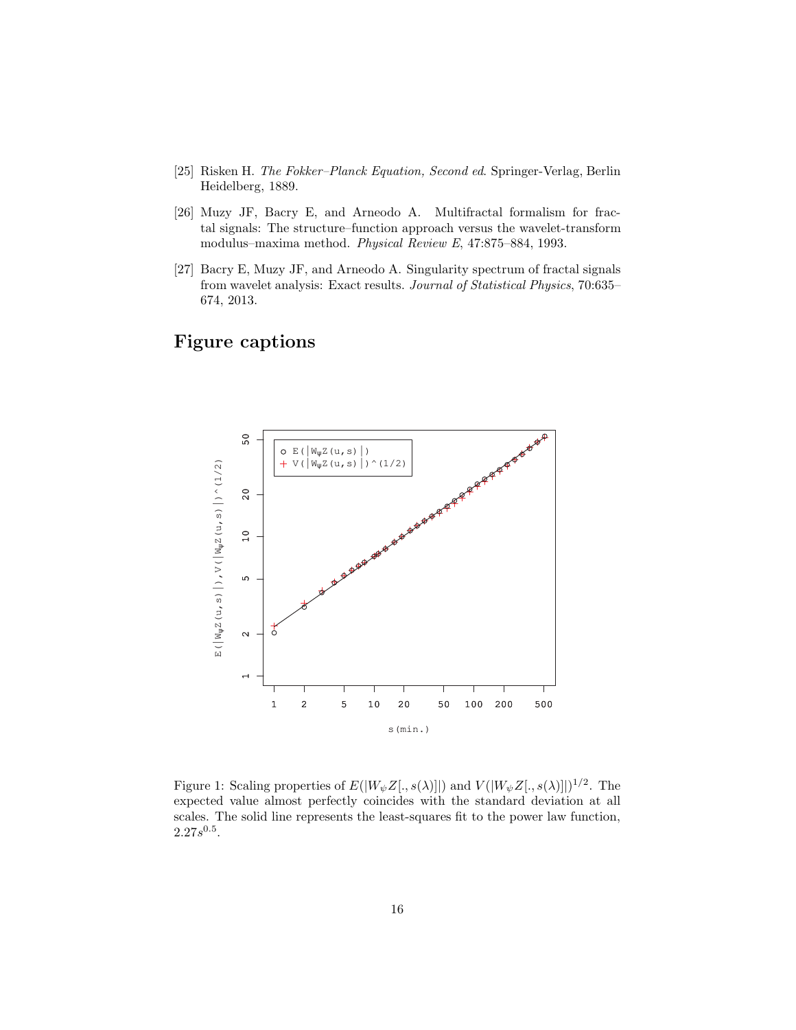[25] Risken H. *The Fokker–Planck Equation, Second ed*. Springer-Verlag, Berlin Heidelberg, 1889.

[26] Muzy JF, Bacry E, and Arneodo A. Multifractal formalism for fractal signals: The structure–function approach versus the wavelet-transform modulus–maxima method. *Physical Review E*, 47:875–884, 1993.

[27] Bacry E, Muzy JF, and Arneodo A. Singularity spectrum of fractal signals from wavelet analysis: Exact results. *Journal of Statistical Physics*, 70:635–674, 2013.

# Figure captions

Figure 1: Scaling properties of $E(|W_\psi Z[., s(\lambda)]|)$ and $V(|W_\psi Z[., s(\lambda)]|)^{1/2}$. The expected value almost perfectly coincides with the standard deviation at all scales. The solid line represents the least-squares fit to the power law function, $2.27s^{0.5}$.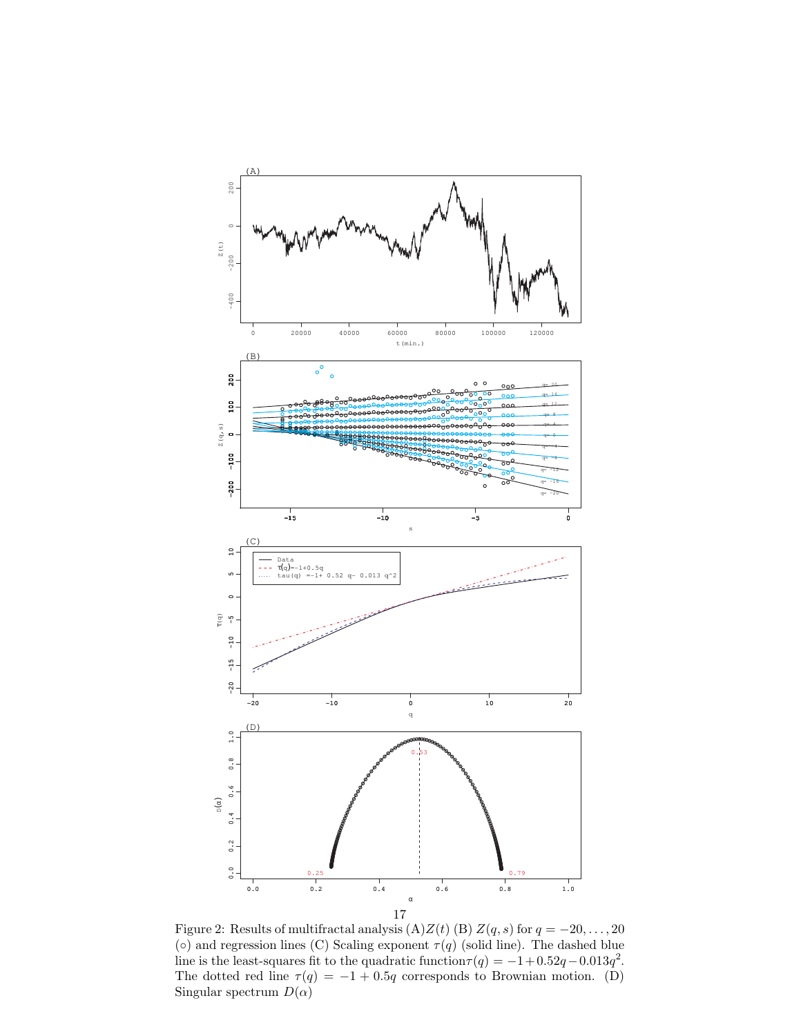Figure 2: Results of multifractal analysis (A)$Z(t)$ (B) $Z(q,s)$ for $q = -20, \ldots, 20$ ($\circ$) and regression lines (C) Scaling exponent $\tau(q)$ (solid line). The dashed blue line is the least-squares fit to the quadratic function$\tau(q) = -1 + 0.52q - 0.013q^2$. The dotted red line $\tau(q) = -1 + 0.5q$ corresponds to Brownian motion. (D) Singular spectrum $D(\alpha)$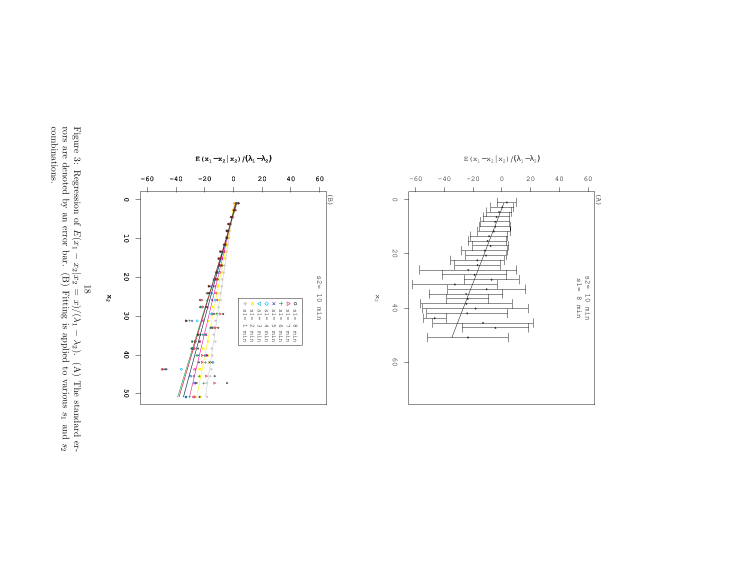Figure 3: Regression of $E(x_1 - x_2|x_2 = x)/(\lambda_1 - \lambda_2)$. (A) The standard errors are denoted by an error bar. (B) Fitting is applied to various $s_1$ and $s_2$ combinations.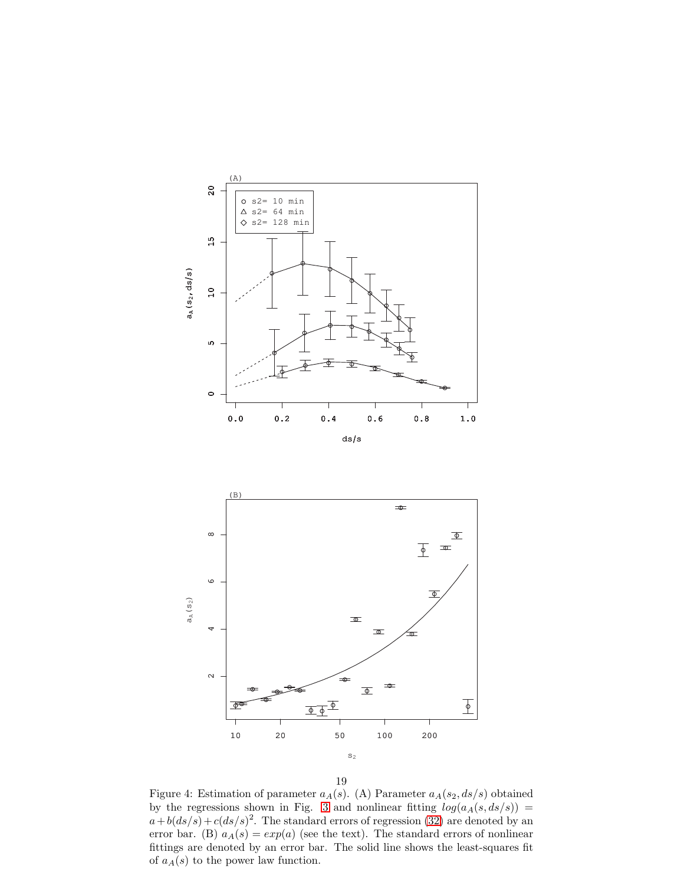Figure 4: Estimation of parameter $a_A(s)$. (A) Parameter $a_A(s_2, ds/s)$ obtained by the regressions shown in Fig. 3 and nonlinear fitting $log(a_A(s, ds/s)) = a + b(ds/s) + c(ds/s)^2$. The standard errors of regression (32) are denoted by an error bar. (B) $a_A(s) = exp(a)$ (see the text). The standard errors of nonlinear fittings are denoted by an error bar. The solid line shows the least-squares fit of $a_A(s)$ to the power law function.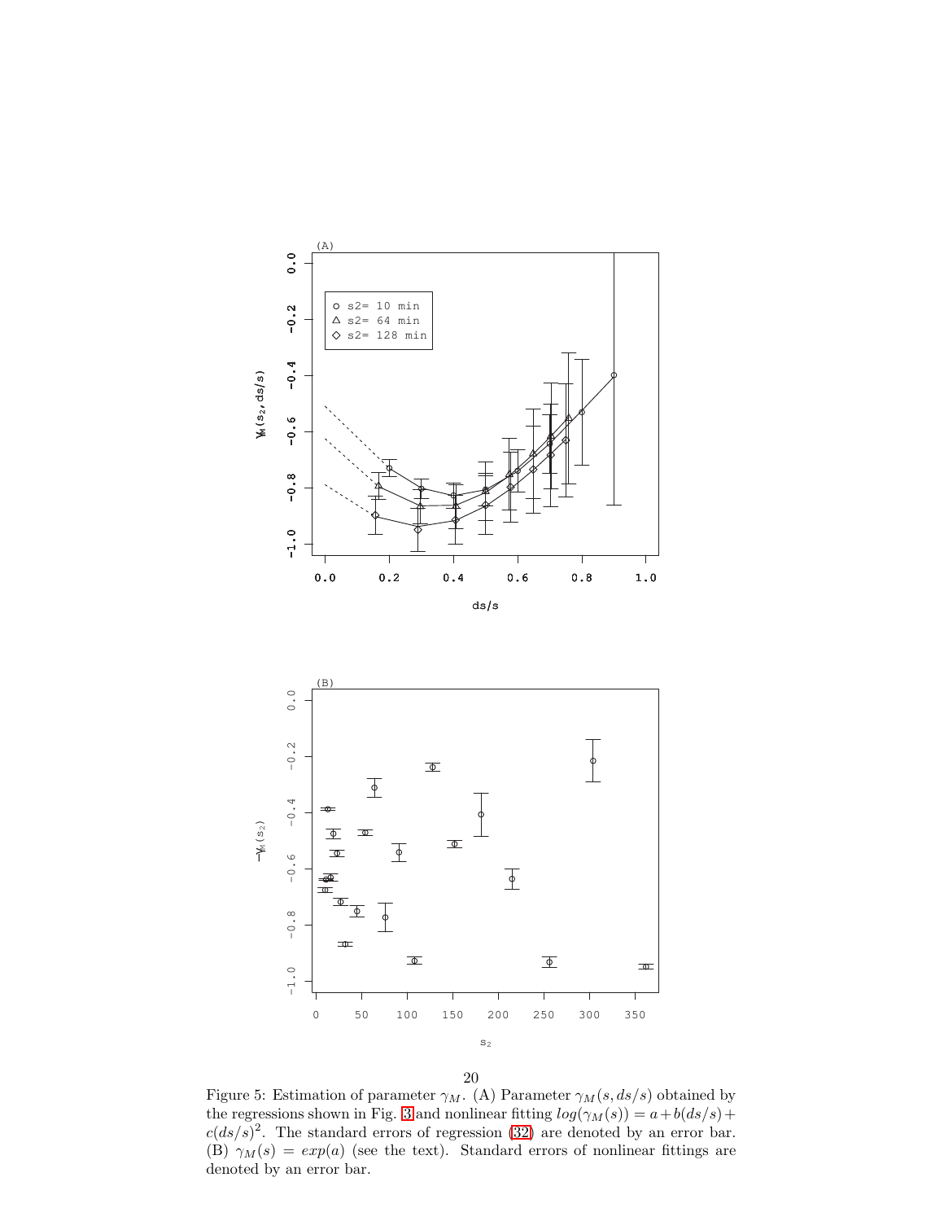Figure 5: Estimation of parameter $\gamma_M$. (A) Parameter $\gamma_M(s, ds/s)$ obtained by the regressions shown in Fig. 3 and nonlinear fitting $log(\gamma_M(s)) = a + b(ds/s) + c(ds/s)^2$. The standard errors of regression (32) are denoted by an error bar. (B) $\gamma_M(s) = exp(a)$ (see the text). Standard errors of nonlinear fittings are denoted by an error bar.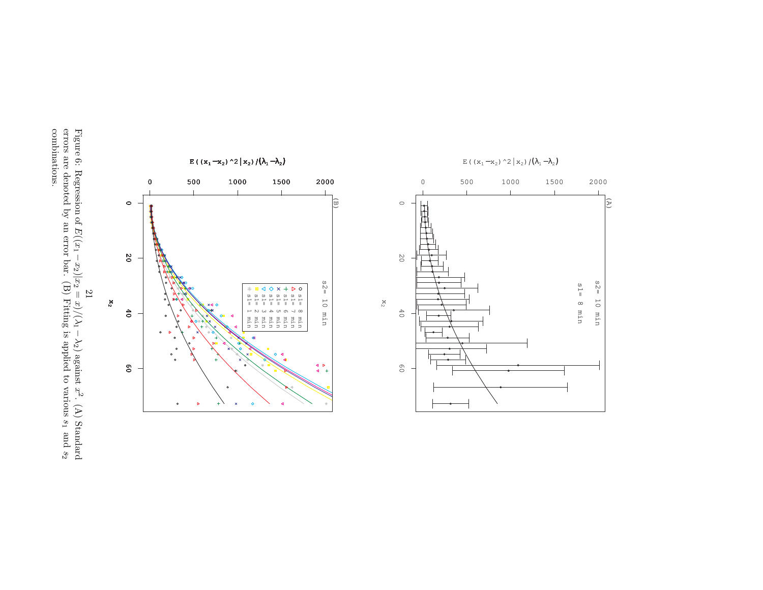Figure 6: Regression of $E((x_1 - x_2)|x_2 = x)/(\lambda_1 - \lambda_2)$ against $x^2$. (A) Standard errors are denoted by an error bar. (B) Fitting is applied to various $s_1$ and $s_2$ combinations.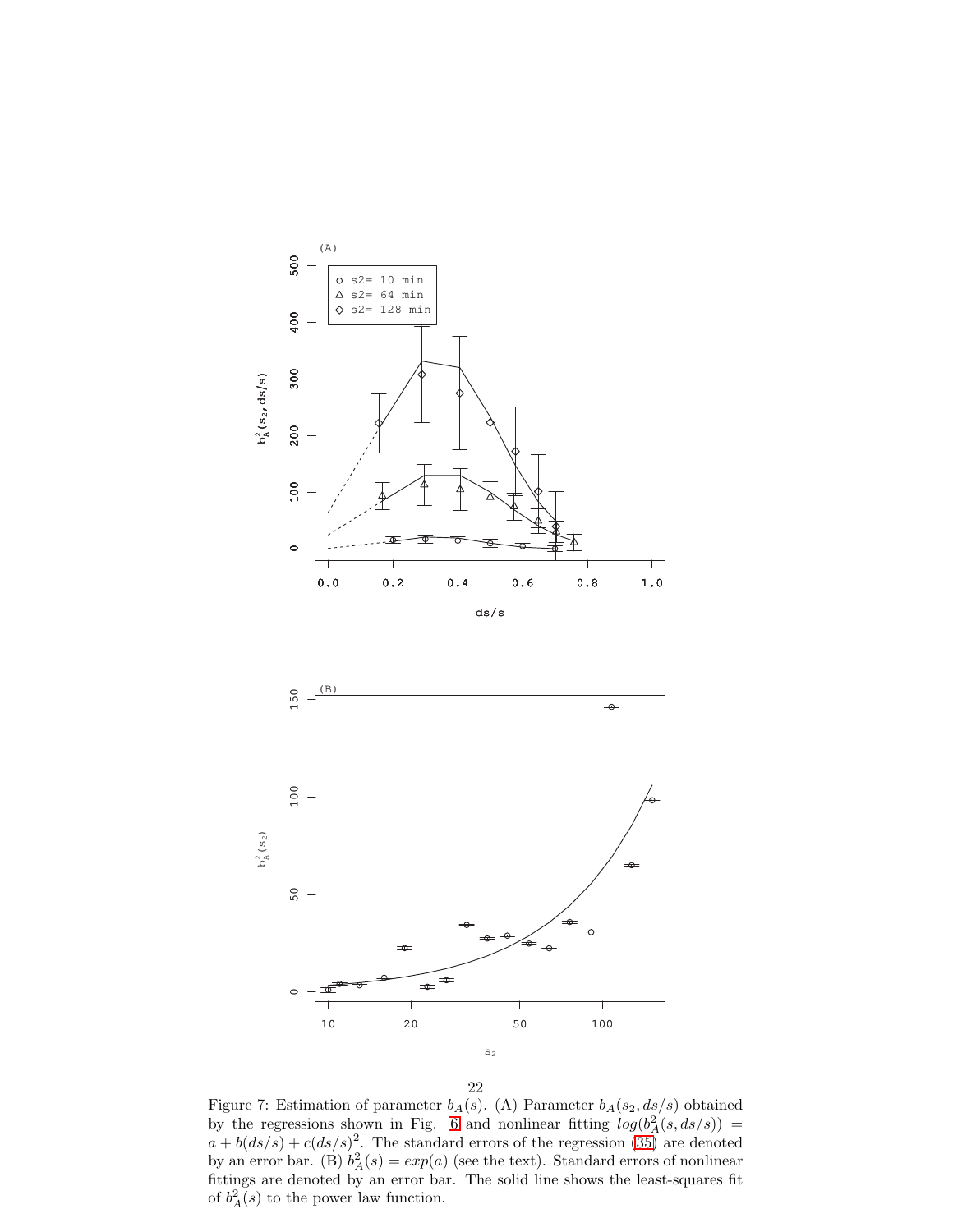Figure 7: Estimation of parameter $b_A(s)$. (A) Parameter $b_A(s_2, ds/s)$ obtained by the regressions shown in Fig. 6 and nonlinear fitting $log(b_A^2(s, ds/s)) = a + b(ds/s) + c(ds/s)^2$. The standard errors of the regression (35) are denoted by an error bar. (B) $b_A^2(s) = exp(a)$ (see the text). Standard errors of nonlinear fittings are denoted by an error bar. The solid line shows the least-squares fit of $b_A^2(s)$ to the power law function.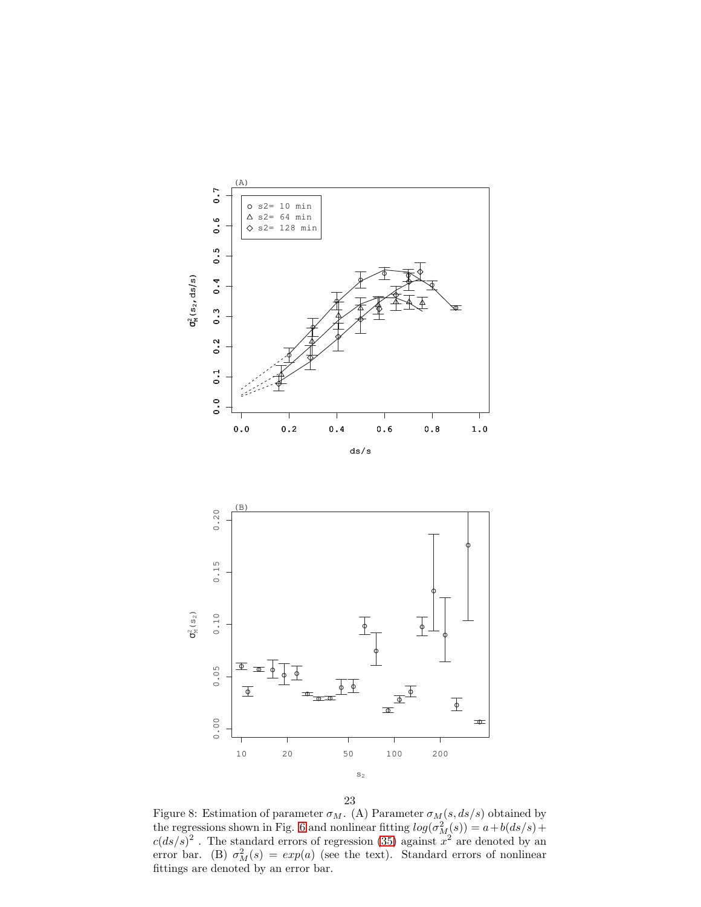Figure 8: Estimation of parameter $\sigma_M$. (A) Parameter $\sigma_M(s, ds/s)$ obtained by the regressions shown in Fig. 6 and nonlinear fitting $log(\sigma_M^2(s)) = a + b(ds/s) + c(ds/s)^2$ . The standard errors of regression (35) against $x^2$ are denoted by an error bar. (B) $\sigma_M^2(s) = exp(a)$ (see the text). Standard errors of nonlinear fittings are denoted by an error bar.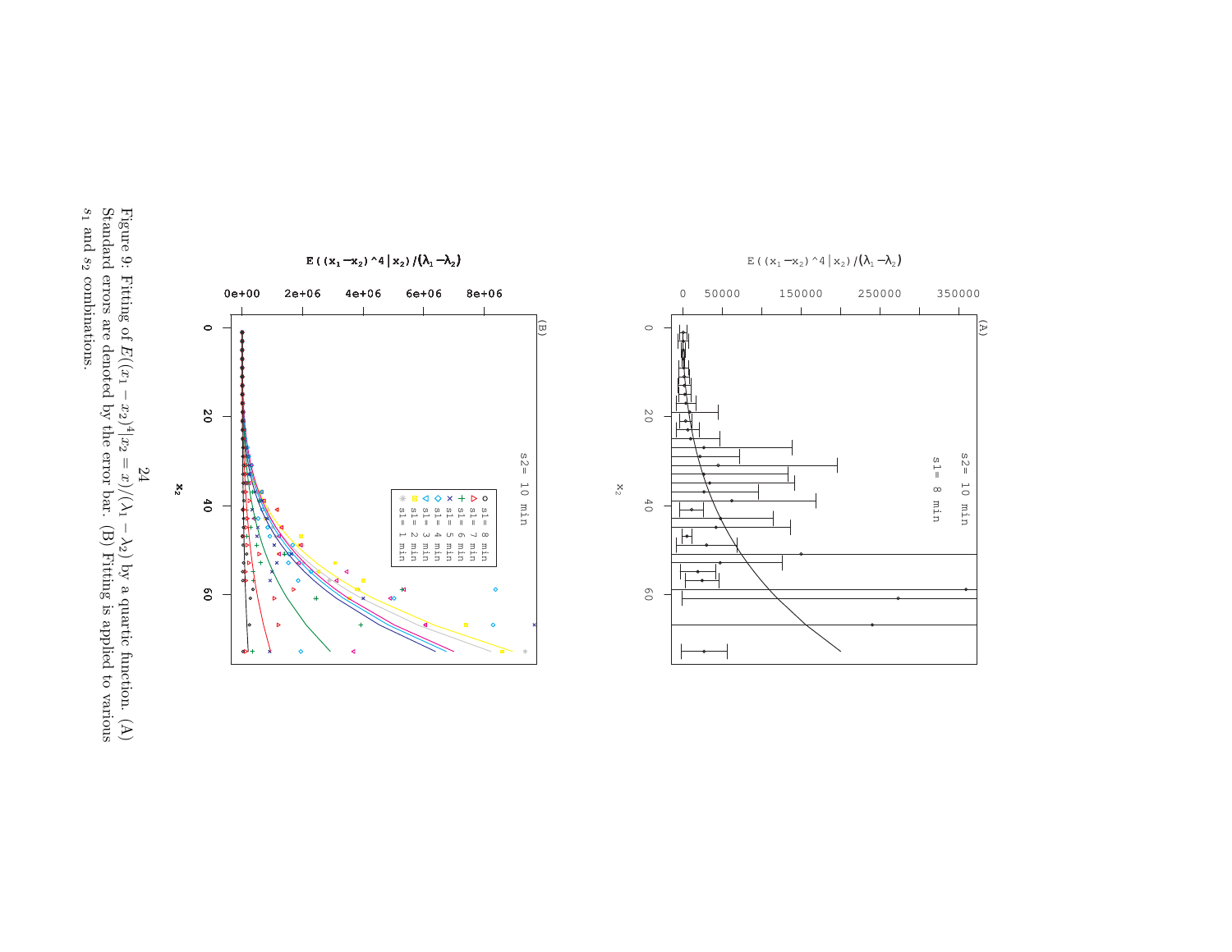Figure 9: Fitting of $E((x_1 - x_2)^4 | x_2 = x)/(\lambda_1 - \lambda_2)$ by a quartic function. (A) Standard errors are denoted by the error bar. (B) Fitting is applied to various $s_1$ and $s_2$ combinations.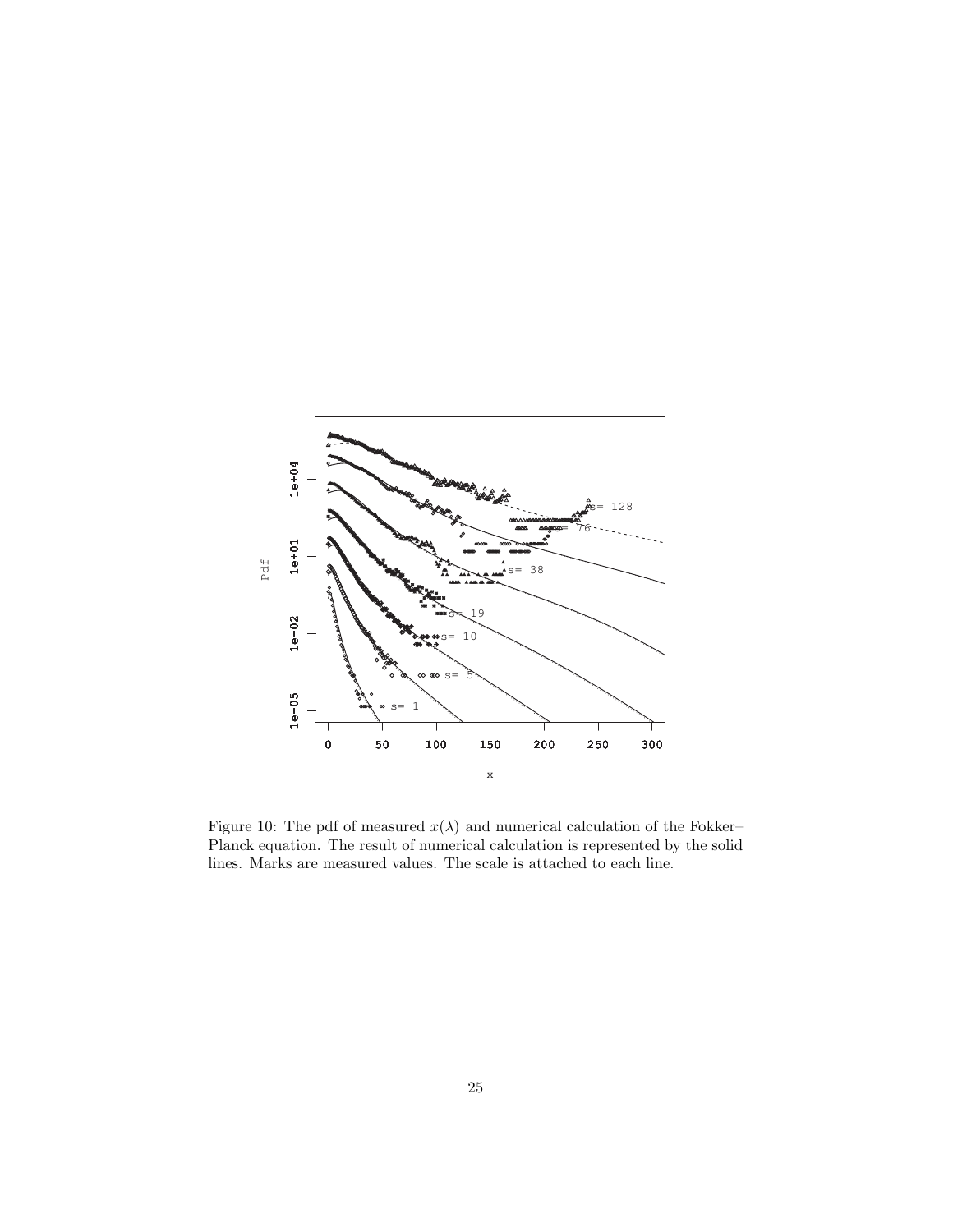Figure 10: The pdf of measured $x(\lambda)$ and numerical calculation of the Fokker–Planck equation. The result of numerical calculation is represented by the solid lines. Marks are measured values. The scale is attached to each line.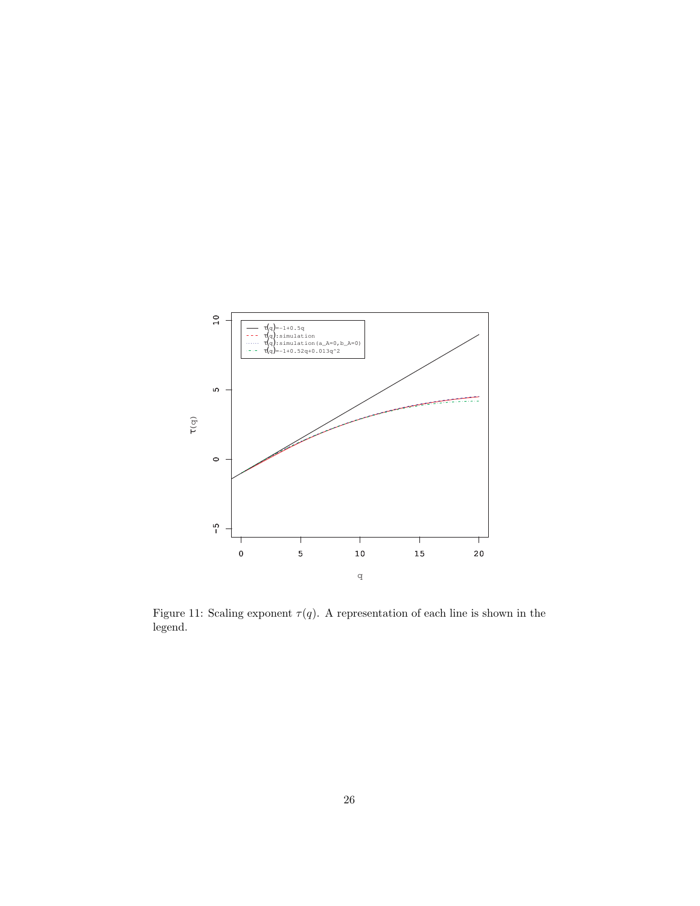τ(q)=-1+0.5q

τ(q):simulation

τ(q):simulation(a_A=0,b_A=0)

τ(q)=-1+0.52q+0.013q^2

10

5

0

-5

τ(q)

0

5

10

15

20

q

Figure 11: Scaling exponent $\tau(q)$. A representation of each line is shown in the legend.